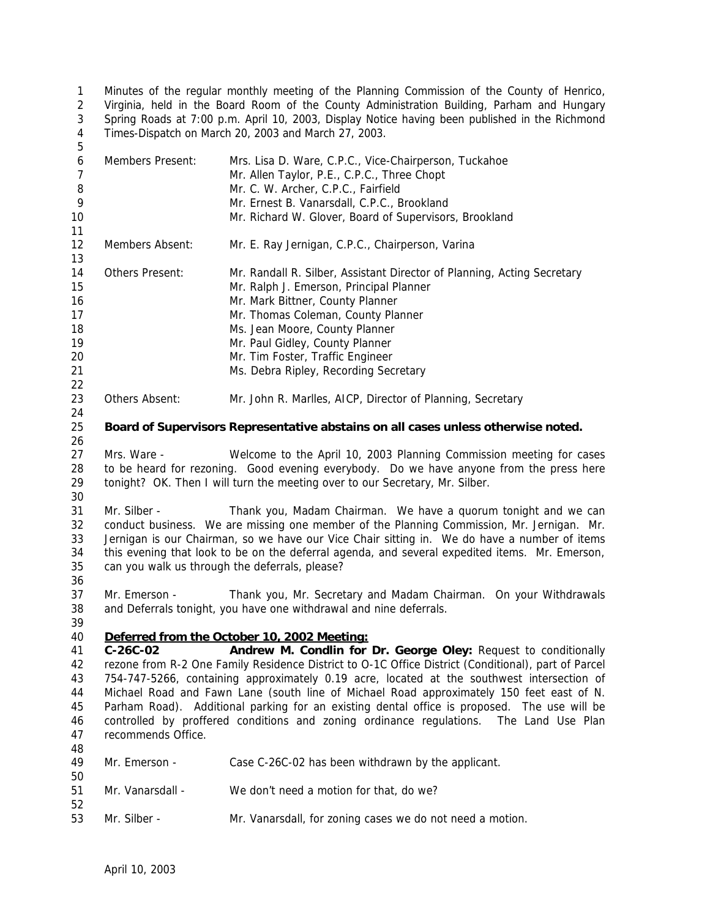Minutes of the regular monthly meeting of the Planning Commission of the County of Henrico, Virginia, held in the Board Room of the County Administration Building, Parham and Hungary Spring Roads at 7:00 p.m. April 10, 2003, Display Notice having been published in the Richmond Times-Dispatch on March 20, 2003 and March 27, 2003.

| | |
|---|---|
| Members Present: | Mrs. Lisa D. Ware, C.P.C., Vice-Chairperson, Tuckahoe |
| | Mr. Allen Taylor, P.E., C.P.C., Three Chopt |
| | Mr. C. W. Archer, C.P.C., Fairfield |
| | Mr. Ernest B. Vanarsdall, C.P.C., Brookland |
| | Mr. Richard W. Glover, Board of Supervisors, Brookland |
| Members Absent: | Mr. E. Ray Jernigan, C.P.C., Chairperson, Varina |
| Others Present: | Mr. Randall R. Silber, Assistant Director of Planning, Acting Secretary |
| | Mr. Ralph J. Emerson, Principal Planner |
| | Mr. Mark Bittner, County Planner |
| | Mr. Thomas Coleman, County Planner |
| | Ms. Jean Moore, County Planner |
| | Mr. Paul Gidley, County Planner |
| | Mr. Tim Foster, Traffic Engineer |
| | Ms. Debra Ripley, Recording Secretary |
| Others Absent: | Mr. John R. Marlles, AICP, Director of Planning, Secretary |

**Board of Supervisors Representative abstains on all cases unless otherwise noted.**

Mrs. Ware - Welcome to the April 10, 2003 Planning Commission meeting for cases to be heard for rezoning. Good evening everybody. Do we have anyone from the press here tonight? OK. Then I will turn the meeting over to our Secretary, Mr. Silber.

Mr. Silber - Thank you, Madam Chairman. We have a quorum tonight and we can conduct business. We are missing one member of the Planning Commission, Mr. Jernigan. Mr. Jernigan is our Chairman, so we have our Vice Chair sitting in. We do have a number of items this evening that look to be on the deferral agenda, and several expedited items. Mr. Emerson, can you walk us through the deferrals, please?

Mr. Emerson - Thank you, Mr. Secretary and Madam Chairman. On your Withdrawals and Deferrals tonight, you have one withdrawal and nine deferrals.

**Deferred from the October 10, 2002 Meeting:**

**C-26C-02 Andrew M. Condlin for Dr. George Oley:** Request to conditionally rezone from R-2 One Family Residence District to O-1C Office District (Conditional), part of Parcel 754-747-5266, containing approximately 0.19 acre, located at the southwest intersection of Michael Road and Fawn Lane (south line of Michael Road approximately 150 feet east of N. Parham Road). Additional parking for an existing dental office is proposed. The use will be controlled by proffered conditions and zoning ordinance regulations. The Land Use Plan recommends Office.

Mr. Emerson - Case C-26C-02 has been withdrawn by the applicant.

Mr. Vanarsdall - We don't need a motion for that, do we?

Mr. Silber - Mr. Vanarsdall, for zoning cases we do not need a motion.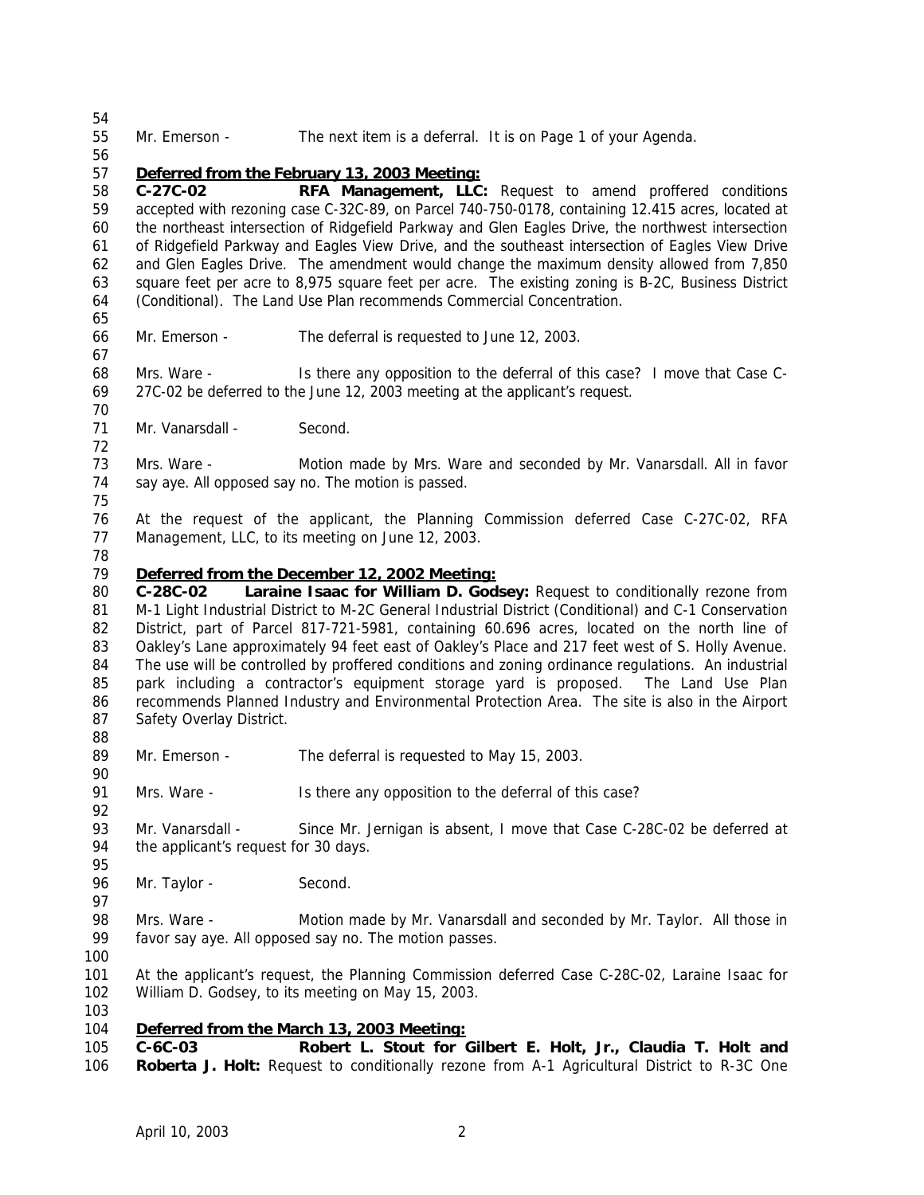Mr. Emerson - The next item is a deferral. It is on Page 1 of your Agenda.

**Deferred from the February 13, 2003 Meeting:**

**C-27C-02 RFA Management, LLC:** Request to amend proffered conditions accepted with rezoning case C-32C-89, on Parcel 740-750-0178, containing 12.415 acres, located at the northeast intersection of Ridgefield Parkway and Glen Eagles Drive, the northwest intersection of Ridgefield Parkway and Eagles View Drive, and the southeast intersection of Eagles View Drive and Glen Eagles Drive. The amendment would change the maximum density allowed from 7,850 square feet per acre to 8,975 square feet per acre. The existing zoning is B-2C, Business District (Conditional). The Land Use Plan recommends Commercial Concentration.

Mr. Emerson - The deferral is requested to June 12, 2003.

Mrs. Ware - Is there any opposition to the deferral of this case? I move that Case C-27C-02 be deferred to the June 12, 2003 meeting at the applicant's request.

Mr. Vanarsdall - Second.

Mrs. Ware - Motion made by Mrs. Ware and seconded by Mr. Vanarsdall. All in favor say aye. All opposed say no. The motion is passed.

At the request of the applicant, the Planning Commission deferred Case C-27C-02, RFA Management, LLC, to its meeting on June 12, 2003.

**Deferred from the December 12, 2002 Meeting:**

**C-28C-02 Laraine Isaac for William D. Godsey:** Request to conditionally rezone from M-1 Light Industrial District to M-2C General Industrial District (Conditional) and C-1 Conservation District, part of Parcel 817-721-5981, containing 60.696 acres, located on the north line of Oakley's Lane approximately 94 feet east of Oakley's Place and 217 feet west of S. Holly Avenue. The use will be controlled by proffered conditions and zoning ordinance regulations. An industrial park including a contractor's equipment storage yard is proposed. The Land Use Plan recommends Planned Industry and Environmental Protection Area. The site is also in the Airport Safety Overlay District.

Mr. Emerson - The deferral is requested to May 15, 2003.

Mrs. Ware - Is there any opposition to the deferral of this case?

Mr. Vanarsdall - Since Mr. Jernigan is absent, I move that Case C-28C-02 be deferred at the applicant's request for 30 days.

Mr. Taylor - Second.

Mrs. Ware - Motion made by Mr. Vanarsdall and seconded by Mr. Taylor. All those in favor say aye. All opposed say no. The motion passes.

At the applicant's request, the Planning Commission deferred Case C-28C-02, Laraine Isaac for William D. Godsey, to its meeting on May 15, 2003.

**Deferred from the March 13, 2003 Meeting:**

**C-6C-03 Robert L. Stout for Gilbert E. Holt, Jr., Claudia T. Holt and Roberta J. Holt:** Request to conditionally rezone from A-1 Agricultural District to R-3C One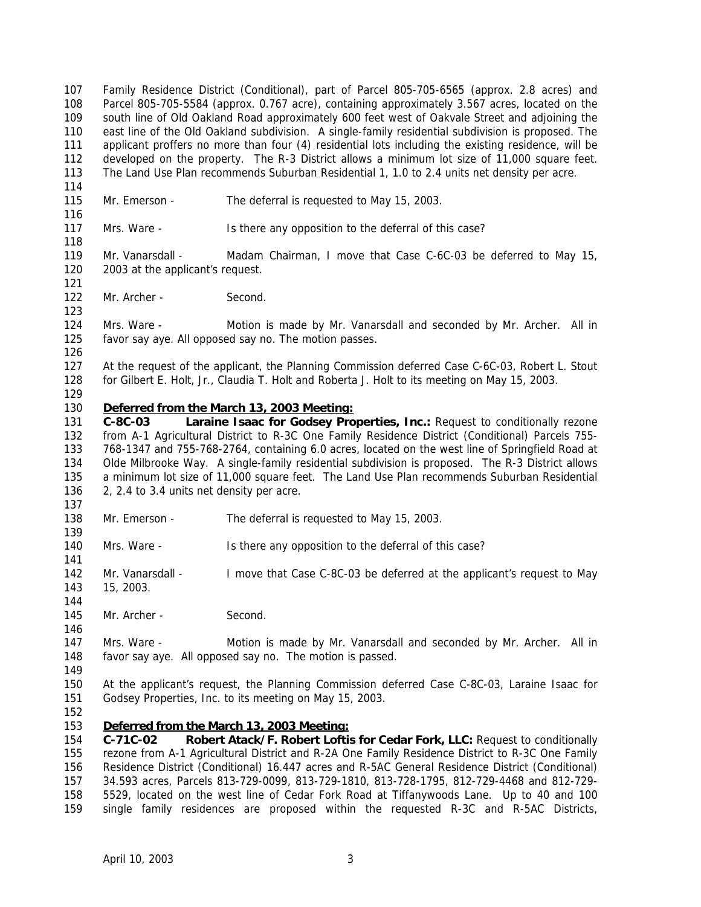Family Residence District (Conditional), part of Parcel 805-705-6565 (approx. 2.8 acres) and Parcel 805-705-5584 (approx. 0.767 acre), containing approximately 3.567 acres, located on the south line of Old Oakland Road approximately 600 feet west of Oakvale Street and adjoining the east line of the Old Oakland subdivision. A single-family residential subdivision is proposed. The applicant proffers no more than four (4) residential lots including the existing residence, will be developed on the property. The R-3 District allows a minimum lot size of 11,000 square feet. The Land Use Plan recommends Suburban Residential 1, 1.0 to 2.4 units net density per acre.

Mr. Emerson - The deferral is requested to May 15, 2003.

Mrs. Ware - Is there any opposition to the deferral of this case?

Mr. Vanarsdall - Madam Chairman, I move that Case C-6C-03 be deferred to May 15, 2003 at the applicant's request.

Mr. Archer - Second.

Mrs. Ware - Motion is made by Mr. Vanarsdall and seconded by Mr. Archer. All in favor say aye. All opposed say no. The motion passes.

At the request of the applicant, the Planning Commission deferred Case C-6C-03, Robert L. Stout for Gilbert E. Holt, Jr., Claudia T. Holt and Roberta J. Holt to its meeting on May 15, 2003.

**Deferred from the March 13, 2003 Meeting:**

**C-8C-03 Laraine Isaac for Godsey Properties, Inc.:** Request to conditionally rezone from A-1 Agricultural District to R-3C One Family Residence District (Conditional) Parcels 755-768-1347 and 755-768-2764, containing 6.0 acres, located on the west line of Springfield Road at Olde Milbrooke Way. A single-family residential subdivision is proposed. The R-3 District allows a minimum lot size of 11,000 square feet. The Land Use Plan recommends Suburban Residential 2, 2.4 to 3.4 units net density per acre.

Mr. Emerson - The deferral is requested to May 15, 2003.

Mrs. Ware - Is there any opposition to the deferral of this case?

Mr. Vanarsdall - I move that Case C-8C-03 be deferred at the applicant's request to May 15, 2003.

Mr. Archer - Second.

Mrs. Ware - Motion is made by Mr. Vanarsdall and seconded by Mr. Archer. All in favor say aye. All opposed say no. The motion is passed.

At the applicant's request, the Planning Commission deferred Case C-8C-03, Laraine Isaac for Godsey Properties, Inc. to its meeting on May 15, 2003.

**Deferred from the March 13, 2003 Meeting:**

**C-71C-02 Robert Atack/F. Robert Loftis for Cedar Fork, LLC:** Request to conditionally rezone from A-1 Agricultural District and R-2A One Family Residence District to R-3C One Family Residence District (Conditional) 16.447 acres and R-5AC General Residence District (Conditional) 34.593 acres, Parcels 813-729-0099, 813-729-1810, 813-728-1795, 812-729-4468 and 812-729-5529, located on the west line of Cedar Fork Road at Tiffanywoods Lane. Up to 40 and 100 single family residences are proposed within the requested R-3C and R-5AC Districts,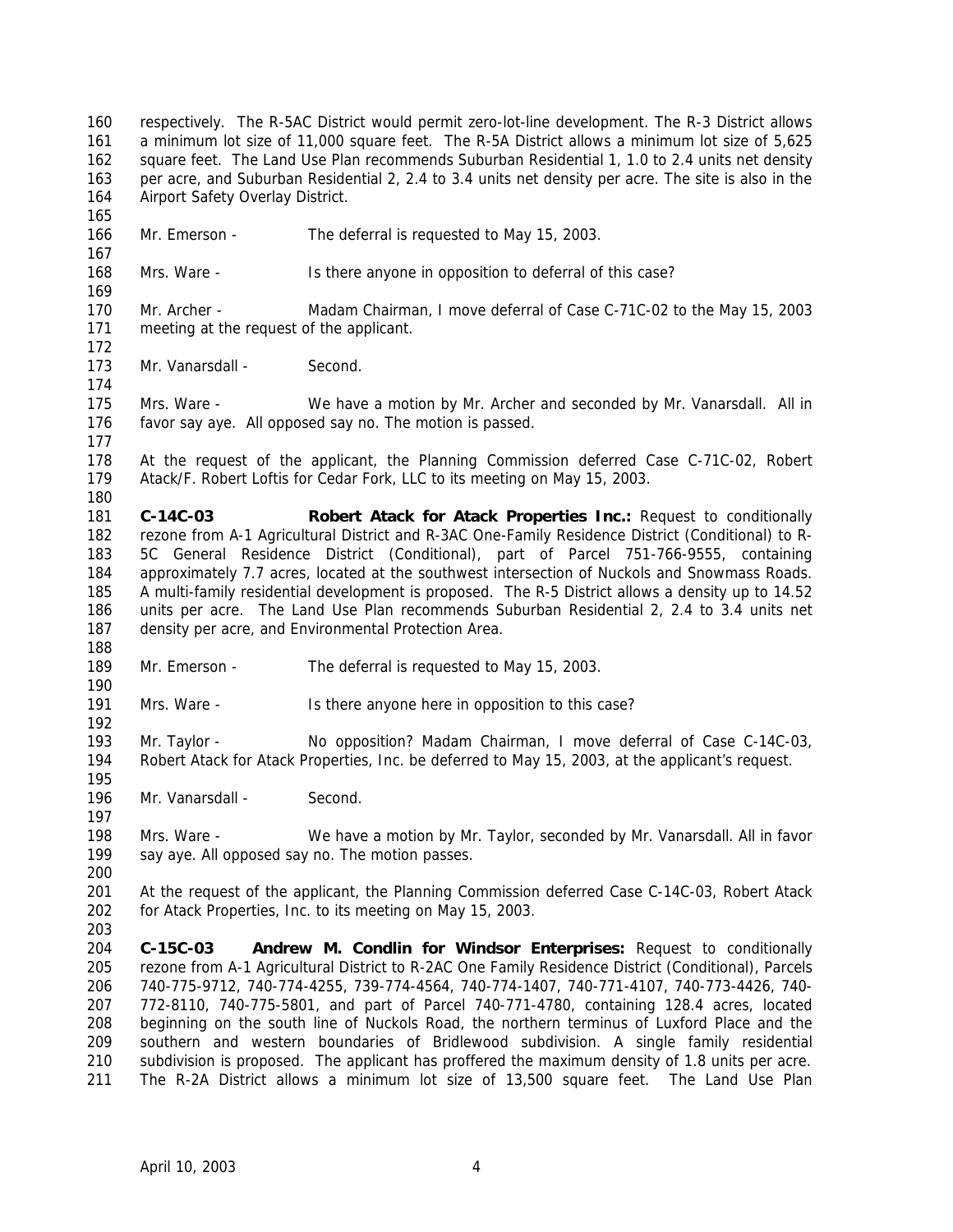respectively. The R-5AC District would permit zero-lot-line development. The R-3 District allows a minimum lot size of 11,000 square feet. The R-5A District allows a minimum lot size of 5,625 square feet. The Land Use Plan recommends Suburban Residential 1, 1.0 to 2.4 units net density per acre, and Suburban Residential 2, 2.4 to 3.4 units net density per acre. The site is also in the Airport Safety Overlay District.

Mr. Emerson - The deferral is requested to May 15, 2003.

Mrs. Ware - Is there anyone in opposition to deferral of this case?

Mr. Archer - Madam Chairman, I move deferral of Case C-71C-02 to the May 15, 2003 meeting at the request of the applicant.

Mr. Vanarsdall - Second.

Mrs. Ware - We have a motion by Mr. Archer and seconded by Mr. Vanarsdall. All in favor say aye. All opposed say no. The motion is passed.

At the request of the applicant, the Planning Commission deferred Case C-71C-02, Robert Atack/F. Robert Loftis for Cedar Fork, LLC to its meeting on May 15, 2003.

**C-14C-03 Robert Atack for Atack Properties Inc.:** Request to conditionally rezone from A-1 Agricultural District and R-3AC One-Family Residence District (Conditional) to R-5C General Residence District (Conditional), part of Parcel 751-766-9555, containing approximately 7.7 acres, located at the southwest intersection of Nuckols and Snowmass Roads. A multi-family residential development is proposed. The R-5 District allows a density up to 14.52 units per acre. The Land Use Plan recommends Suburban Residential 2, 2.4 to 3.4 units net density per acre, and Environmental Protection Area.

Mr. Emerson - The deferral is requested to May 15, 2003.

Mrs. Ware - Is there anyone here in opposition to this case?

Mr. Taylor - No opposition? Madam Chairman, I move deferral of Case C-14C-03, Robert Atack for Atack Properties, Inc. be deferred to May 15, 2003, at the applicant's request.

Mr. Vanarsdall - Second.

Mrs. Ware - We have a motion by Mr. Taylor, seconded by Mr. Vanarsdall. All in favor say aye. All opposed say no. The motion passes.

At the request of the applicant, the Planning Commission deferred Case C-14C-03, Robert Atack for Atack Properties, Inc. to its meeting on May 15, 2003.

**C-15C-03 Andrew M. Condlin for Windsor Enterprises:** Request to conditionally rezone from A-1 Agricultural District to R-2AC One Family Residence District (Conditional), Parcels 740-775-9712, 740-774-4255, 739-774-4564, 740-774-1407, 740-771-4107, 740-773-4426, 740-772-8110, 740-775-5801, and part of Parcel 740-771-4780, containing 128.4 acres, located beginning on the south line of Nuckols Road, the northern terminus of Luxford Place and the southern and western boundaries of Bridlewood subdivision. A single family residential subdivision is proposed. The applicant has proffered the maximum density of 1.8 units per acre. The R-2A District allows a minimum lot size of 13,500 square feet. The Land Use Plan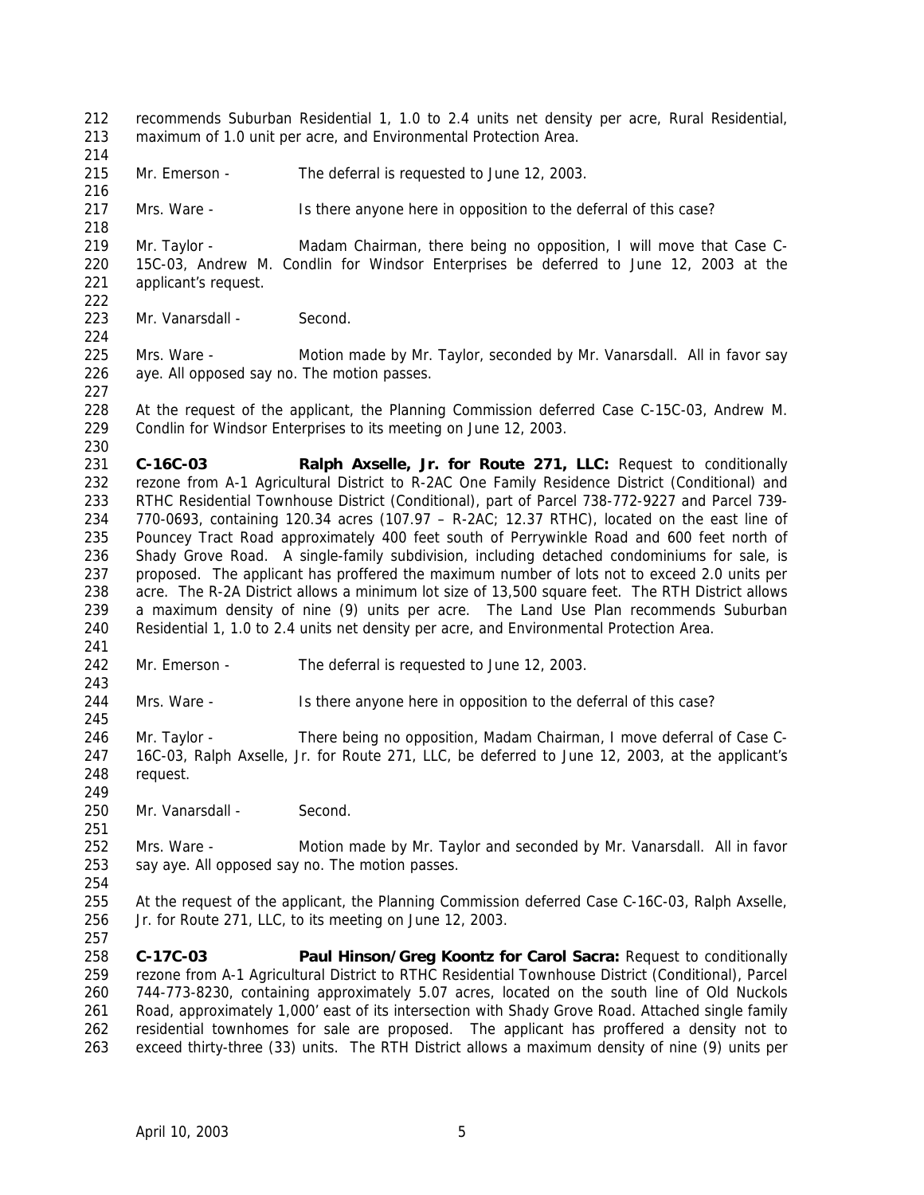recommends Suburban Residential 1, 1.0 to 2.4 units net density per acre, Rural Residential, maximum of 1.0 unit per acre, and Environmental Protection Area.

Mr. Emerson - The deferral is requested to June 12, 2003.

Mrs. Ware - Is there anyone here in opposition to the deferral of this case?

Mr. Taylor - Madam Chairman, there being no opposition, I will move that Case C-15C-03, Andrew M. Condlin for Windsor Enterprises be deferred to June 12, 2003 at the applicant's request.

Mr. Vanarsdall - Second.

Mrs. Ware - Motion made by Mr. Taylor, seconded by Mr. Vanarsdall. All in favor say aye. All opposed say no. The motion passes.

At the request of the applicant, the Planning Commission deferred Case C-15C-03, Andrew M. Condlin for Windsor Enterprises to its meeting on June 12, 2003.

**C-16C-03 Ralph Axselle, Jr. for Route 271, LLC:** Request to conditionally rezone from A-1 Agricultural District to R-2AC One Family Residence District (Conditional) and RTHC Residential Townhouse District (Conditional), part of Parcel 738-772-9227 and Parcel 739-770-0693, containing 120.34 acres (107.97 – R-2AC; 12.37 RTHC), located on the east line of Pouncey Tract Road approximately 400 feet south of Perrywinkle Road and 600 feet north of Shady Grove Road. A single-family subdivision, including detached condominiums for sale, is proposed. The applicant has proffered the maximum number of lots not to exceed 2.0 units per acre. The R-2A District allows a minimum lot size of 13,500 square feet. The RTH District allows a maximum density of nine (9) units per acre. The Land Use Plan recommends Suburban Residential 1, 1.0 to 2.4 units net density per acre, and Environmental Protection Area.

Mr. Emerson - The deferral is requested to June 12, 2003.

Mrs. Ware - Is there anyone here in opposition to the deferral of this case?

Mr. Taylor - There being no opposition, Madam Chairman, I move deferral of Case C-16C-03, Ralph Axselle, Jr. for Route 271, LLC, be deferred to June 12, 2003, at the applicant's request.

Mr. Vanarsdall - Second.

Mrs. Ware - Motion made by Mr. Taylor and seconded by Mr. Vanarsdall. All in favor say aye. All opposed say no. The motion passes.

At the request of the applicant, the Planning Commission deferred Case C-16C-03, Ralph Axselle, Jr. for Route 271, LLC, to its meeting on June 12, 2003.

**C-17C-03 Paul Hinson/Greg Koontz for Carol Sacra:** Request to conditionally rezone from A-1 Agricultural District to RTHC Residential Townhouse District (Conditional), Parcel 744-773-8230, containing approximately 5.07 acres, located on the south line of Old Nuckols Road, approximately 1,000' east of its intersection with Shady Grove Road. Attached single family residential townhomes for sale are proposed. The applicant has proffered a density not to exceed thirty-three (33) units. The RTH District allows a maximum density of nine (9) units per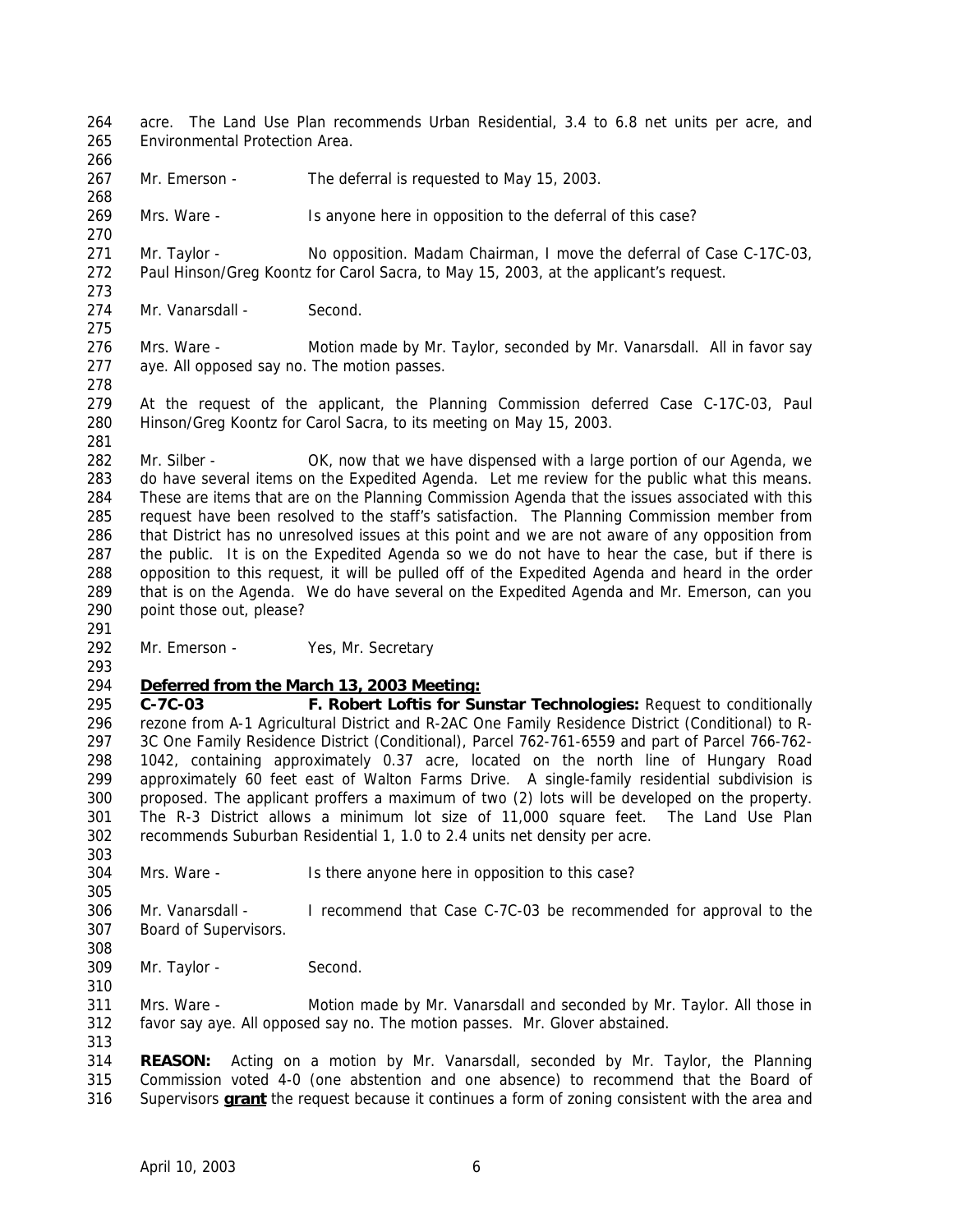acre. The Land Use Plan recommends Urban Residential, 3.4 to 6.8 net units per acre, and Environmental Protection Area.

Mr. Emerson - The deferral is requested to May 15, 2003.

Mrs. Ware - Is anyone here in opposition to the deferral of this case?

Mr. Taylor - No opposition. Madam Chairman, I move the deferral of Case C-17C-03, Paul Hinson/Greg Koontz for Carol Sacra, to May 15, 2003, at the applicant's request.

Mr. Vanarsdall - Second.

Mrs. Ware - Motion made by Mr. Taylor, seconded by Mr. Vanarsdall. All in favor say aye. All opposed say no. The motion passes.

At the request of the applicant, the Planning Commission deferred Case C-17C-03, Paul Hinson/Greg Koontz for Carol Sacra, to its meeting on May 15, 2003.

Mr. Silber - OK, now that we have dispensed with a large portion of our Agenda, we do have several items on the Expedited Agenda. Let me review for the public what this means. These are items that are on the Planning Commission Agenda that the issues associated with this request have been resolved to the staff's satisfaction. The Planning Commission member from that District has no unresolved issues at this point and we are not aware of any opposition from the public. It is on the Expedited Agenda so we do not have to hear the case, but if there is opposition to this request, it will be pulled off of the Expedited Agenda and heard in the order that is on the Agenda. We do have several on the Expedited Agenda and Mr. Emerson, can you point those out, please?

Mr. Emerson - Yes, Mr. Secretary

**Deferred from the March 13, 2003 Meeting:**

**C-7C-03 F. Robert Loftis for Sunstar Technologies:** Request to conditionally rezone from A-1 Agricultural District and R-2AC One Family Residence District (Conditional) to R-3C One Family Residence District (Conditional), Parcel 762-761-6559 and part of Parcel 766-762-1042, containing approximately 0.37 acre, located on the north line of Hungary Road approximately 60 feet east of Walton Farms Drive. A single-family residential subdivision is proposed. The applicant proffers a maximum of two (2) lots will be developed on the property. The R-3 District allows a minimum lot size of 11,000 square feet. The Land Use Plan recommends Suburban Residential 1, 1.0 to 2.4 units net density per acre.

Mrs. Ware - Is there anyone here in opposition to this case?

Mr. Vanarsdall - I recommend that Case C-7C-03 be recommended for approval to the Board of Supervisors.

Mr. Taylor - Second.

Mrs. Ware - Motion made by Mr. Vanarsdall and seconded by Mr. Taylor. All those in favor say aye. All opposed say no. The motion passes. Mr. Glover abstained.

**REASON:** Acting on a motion by Mr. Vanarsdall, seconded by Mr. Taylor, the Planning Commission voted 4-0 (one abstention and one absence) to recommend that the Board of Supervisors **grant** the request because it continues a form of zoning consistent with the area and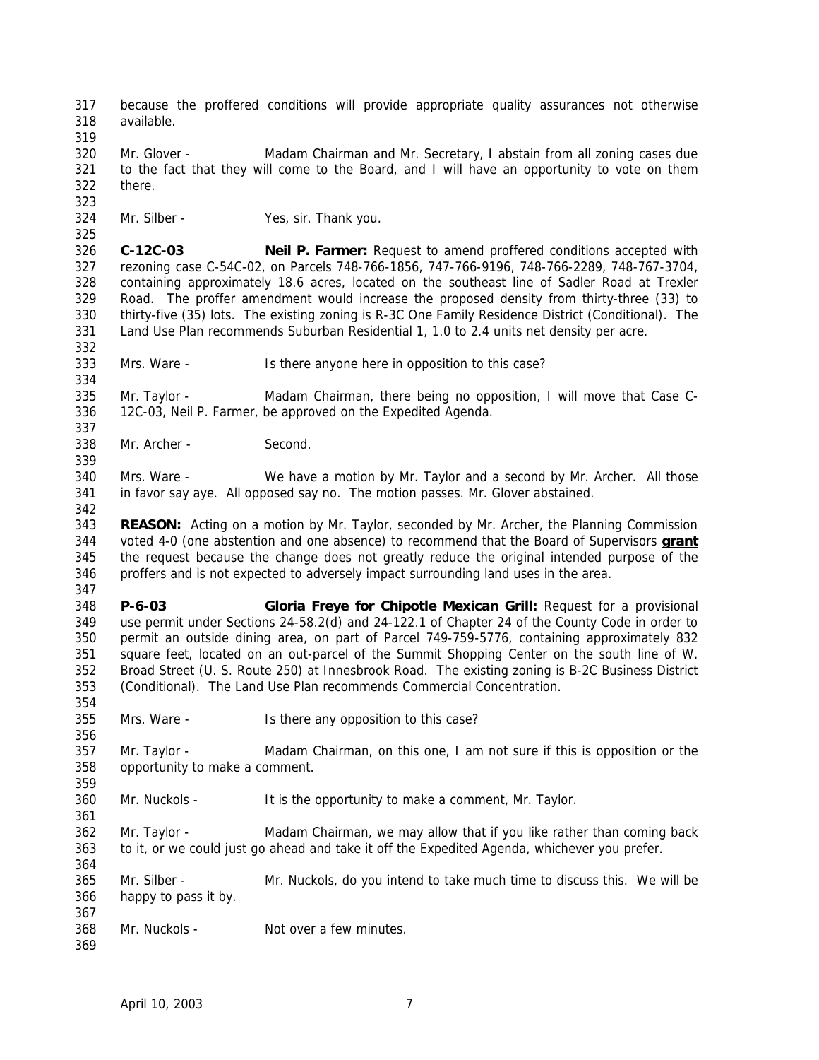because the proffered conditions will provide appropriate quality assurances not otherwise available.

Mr. Glover - Madam Chairman and Mr. Secretary, I abstain from all zoning cases due to the fact that they will come to the Board, and I will have an opportunity to vote on them there.

Mr. Silber - Yes, sir. Thank you.

**C-12C-03** **Neil P. Farmer:** Request to amend proffered conditions accepted with rezoning case C-54C-02, on Parcels 748-766-1856, 747-766-9196, 748-766-2289, 748-767-3704, containing approximately 18.6 acres, located on the southeast line of Sadler Road at Trexler Road. The proffer amendment would increase the proposed density from thirty-three (33) to thirty-five (35) lots. The existing zoning is R-3C One Family Residence District (Conditional). The Land Use Plan recommends Suburban Residential 1, 1.0 to 2.4 units net density per acre.

Mrs. Ware - Is there anyone here in opposition to this case?

Mr. Taylor - Madam Chairman, there being no opposition, I will move that Case C-12C-03, Neil P. Farmer, be approved on the Expedited Agenda.

Mr. Archer - Second.

Mrs. Ware - We have a motion by Mr. Taylor and a second by Mr. Archer. All those in favor say aye. All opposed say no. The motion passes. Mr. Glover abstained.

**REASON:** Acting on a motion by Mr. Taylor, seconded by Mr. Archer, the Planning Commission voted 4-0 (one abstention and one absence) to recommend that the Board of Supervisors **grant** the request because the change does not greatly reduce the original intended purpose of the proffers and is not expected to adversely impact surrounding land uses in the area.

**P-6-03** **Gloria Freye for Chipotle Mexican Grill:** Request for a provisional use permit under Sections 24-58.2(d) and 24-122.1 of Chapter 24 of the County Code in order to permit an outside dining area, on part of Parcel 749-759-5776, containing approximately 832 square feet, located on an out-parcel of the Summit Shopping Center on the south line of W. Broad Street (U. S. Route 250) at Innesbrook Road. The existing zoning is B-2C Business District (Conditional). The Land Use Plan recommends Commercial Concentration.

Mrs. Ware - Is there any opposition to this case?

Mr. Taylor - Madam Chairman, on this one, I am not sure if this is opposition or the opportunity to make a comment.

Mr. Nuckols - It is the opportunity to make a comment, Mr. Taylor.

Mr. Taylor - Madam Chairman, we may allow that if you like rather than coming back to it, or we could just go ahead and take it off the Expedited Agenda, whichever you prefer.

Mr. Silber - Mr. Nuckols, do you intend to take much time to discuss this. We will be happy to pass it by.

Mr. Nuckols - Not over a few minutes.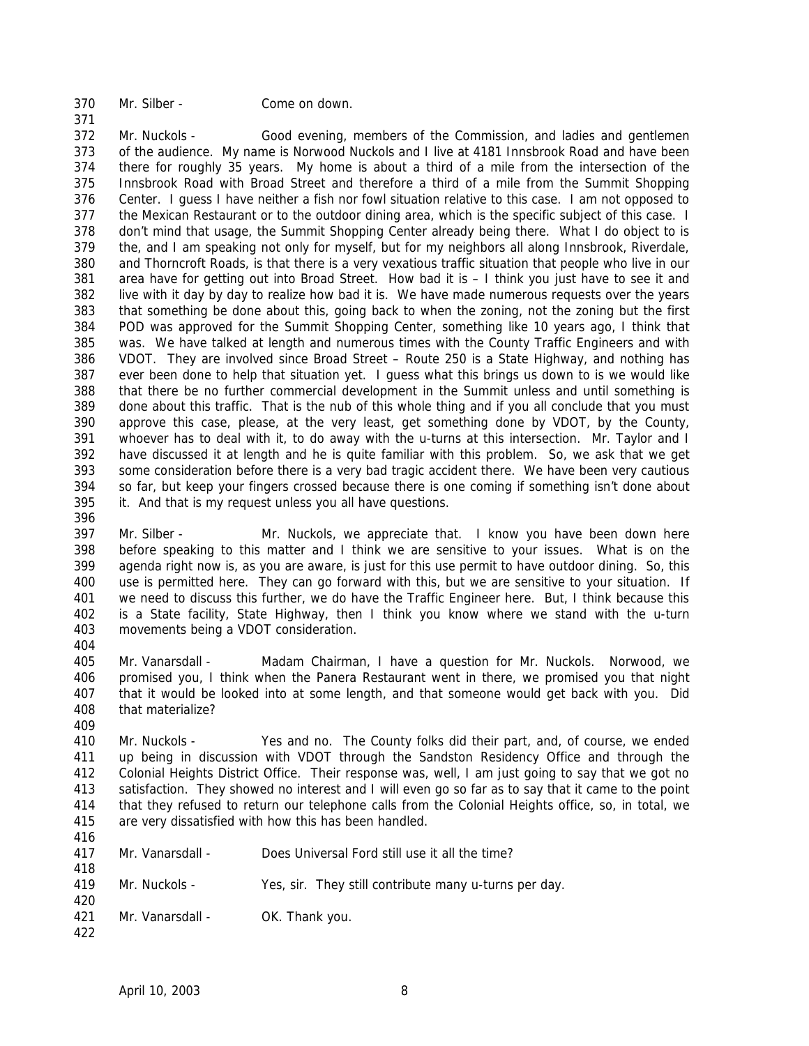370 Mr. Silber - Come on down.

371

372 Mr. Nuckols - Good evening, members of the Commission, and ladies and gentlemen of the audience. My name is Norwood Nuckols and I live at 4181 Innsbrook Road and have been there for roughly 35 years. My home is about a third of a mile from the intersection of the Innsbrook Road with Broad Street and therefore a third of a mile from the Summit Shopping Center. I guess I have neither a fish nor fowl situation relative to this case. I am not opposed to the Mexican Restaurant or to the outdoor dining area, which is the specific subject of this case. I don't mind that usage, the Summit Shopping Center already being there. What I do object to is the, and I am speaking not only for myself, but for my neighbors all along Innsbrook, Riverdale, and Thorncroft Roads, is that there is a very vexatious traffic situation that people who live in our area have for getting out into Broad Street. How bad it is – I think you just have to see it and live with it day by day to realize how bad it is. We have made numerous requests over the years that something be done about this, going back to when the zoning, not the zoning but the first POD was approved for the Summit Shopping Center, something like 10 years ago, I think that was. We have talked at length and numerous times with the County Traffic Engineers and with VDOT. They are involved since Broad Street – Route 250 is a State Highway, and nothing has ever been done to help that situation yet. I guess what this brings us down to is we would like that there be no further commercial development in the Summit unless and until something is done about this traffic. That is the nub of this whole thing and if you all conclude that you must approve this case, please, at the very least, get something done by VDOT, by the County, whoever has to deal with it, to do away with the u-turns at this intersection. Mr. Taylor and I have discussed it at length and he is quite familiar with this problem. So, we ask that we get some consideration before there is a very bad tragic accident there. We have been very cautious so far, but keep your fingers crossed because there is one coming if something isn't done about it. And that is my request unless you all have questions.

396

397 Mr. Silber - Mr. Nuckols, we appreciate that. I know you have been down here before speaking to this matter and I think we are sensitive to your issues. What is on the agenda right now is, as you are aware, is just for this use permit to have outdoor dining. So, this use is permitted here. They can go forward with this, but we are sensitive to your situation. If we need to discuss this further, we do have the Traffic Engineer here. But, I think because this is a State facility, State Highway, then I think you know where we stand with the u-turn movements being a VDOT consideration.

404

405 Mr. Vanarsdall - Madam Chairman, I have a question for Mr. Nuckols. Norwood, we promised you, I think when the Panera Restaurant went in there, we promised you that night that it would be looked into at some length, and that someone would get back with you. Did that materialize?

409

410 Mr. Nuckols - Yes and no. The County folks did their part, and, of course, we ended up being in discussion with VDOT through the Sandston Residency Office and through the Colonial Heights District Office. Their response was, well, I am just going to say that we got no satisfaction. They showed no interest and I will even go so far as to say that it came to the point that they refused to return our telephone calls from the Colonial Heights office, so, in total, we are very dissatisfied with how this has been handled.

416

417 Mr. Vanarsdall - Does Universal Ford still use it all the time?

418

419 Mr. Nuckols - Yes, sir. They still contribute many u-turns per day.

420

421 Mr. Vanarsdall - OK. Thank you.

422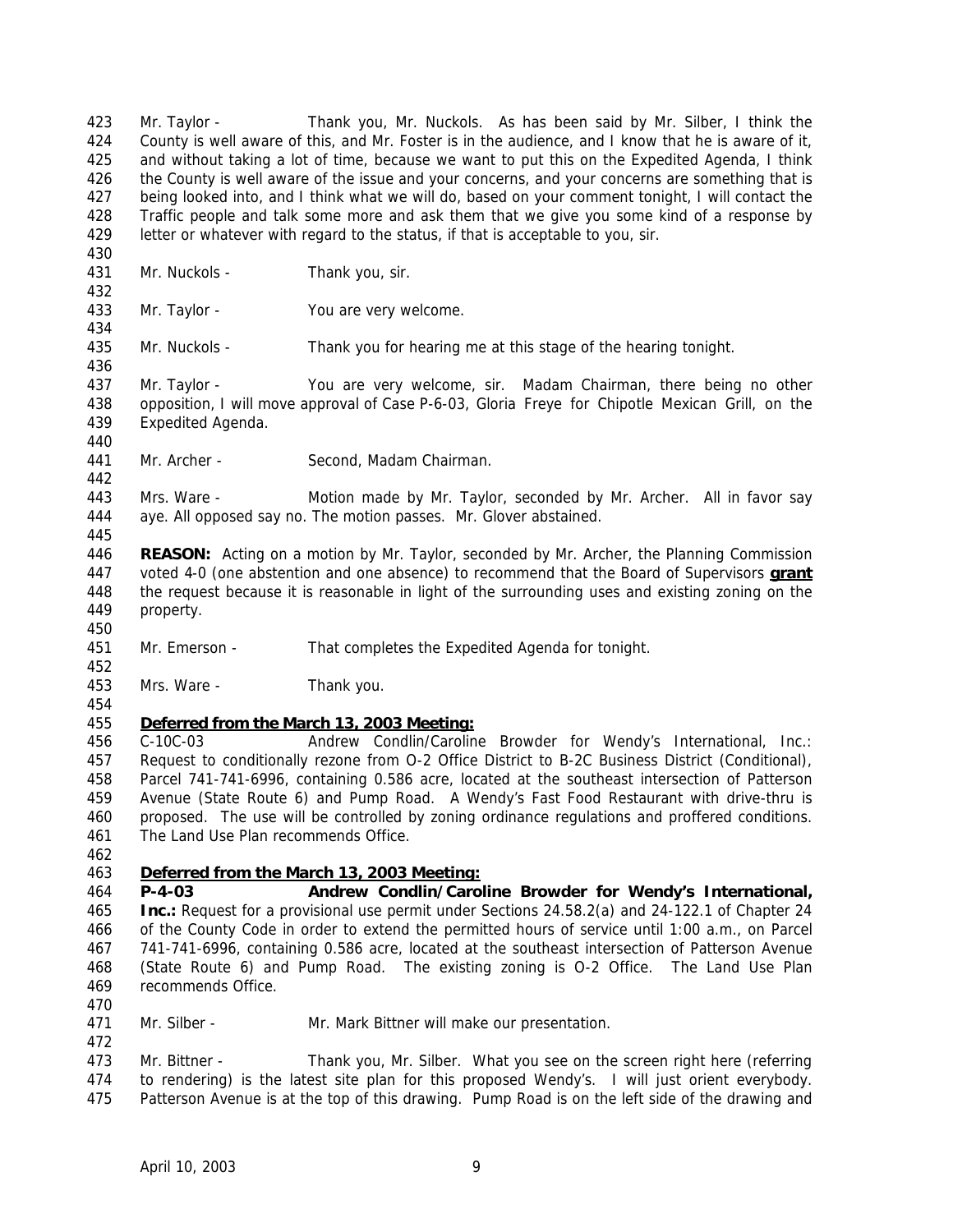Mr. Taylor - Thank you, Mr. Nuckols. As has been said by Mr. Silber, I think the County is well aware of this, and Mr. Foster is in the audience, and I know that he is aware of it, and without taking a lot of time, because we want to put this on the Expedited Agenda, I think the County is well aware of the issue and your concerns, and your concerns are something that is being looked into, and I think what we will do, based on your comment tonight, I will contact the Traffic people and talk some more and ask them that we give you some kind of a response by letter or whatever with regard to the status, if that is acceptable to you, sir.

Mr. Nuckols - Thank you, sir.

Mr. Taylor - You are very welcome.

Mr. Nuckols - Thank you for hearing me at this stage of the hearing tonight.

Mr. Taylor - You are very welcome, sir. Madam Chairman, there being no other opposition, I will move approval of Case P-6-03, Gloria Freye for Chipotle Mexican Grill, on the Expedited Agenda.

Mr. Archer - Second, Madam Chairman.

Mrs. Ware - Motion made by Mr. Taylor, seconded by Mr. Archer. All in favor say aye. All opposed say no. The motion passes. Mr. Glover abstained.

**REASON:** Acting on a motion by Mr. Taylor, seconded by Mr. Archer, the Planning Commission voted 4-0 (one abstention and one absence) to recommend that the Board of Supervisors **grant** the request because it is reasonable in light of the surrounding uses and existing zoning on the property.

Mr. Emerson - That completes the Expedited Agenda for tonight.

Mrs. Ware - Thank you.

**Deferred from the March 13, 2003 Meeting:**

C-10C-03 Andrew Condlin/Caroline Browder for Wendy's International, Inc.: Request to conditionally rezone from O-2 Office District to B-2C Business District (Conditional), Parcel 741-741-6996, containing 0.586 acre, located at the southeast intersection of Patterson Avenue (State Route 6) and Pump Road. A Wendy's Fast Food Restaurant with drive-thru is proposed. The use will be controlled by zoning ordinance regulations and proffered conditions. The Land Use Plan recommends Office.

**Deferred from the March 13, 2003 Meeting:**

**P-4-03 Andrew Condlin/Caroline Browder for Wendy's International, Inc.:** Request for a provisional use permit under Sections 24.58.2(a) and 24-122.1 of Chapter 24 of the County Code in order to extend the permitted hours of service until 1:00 a.m., on Parcel 741-741-6996, containing 0.586 acre, located at the southeast intersection of Patterson Avenue (State Route 6) and Pump Road. The existing zoning is O-2 Office. The Land Use Plan recommends Office.

Mr. Silber - Mr. Mark Bittner will make our presentation.

Mr. Bittner - Thank you, Mr. Silber. What you see on the screen right here (referring to rendering) is the latest site plan for this proposed Wendy's. I will just orient everybody. Patterson Avenue is at the top of this drawing. Pump Road is on the left side of the drawing and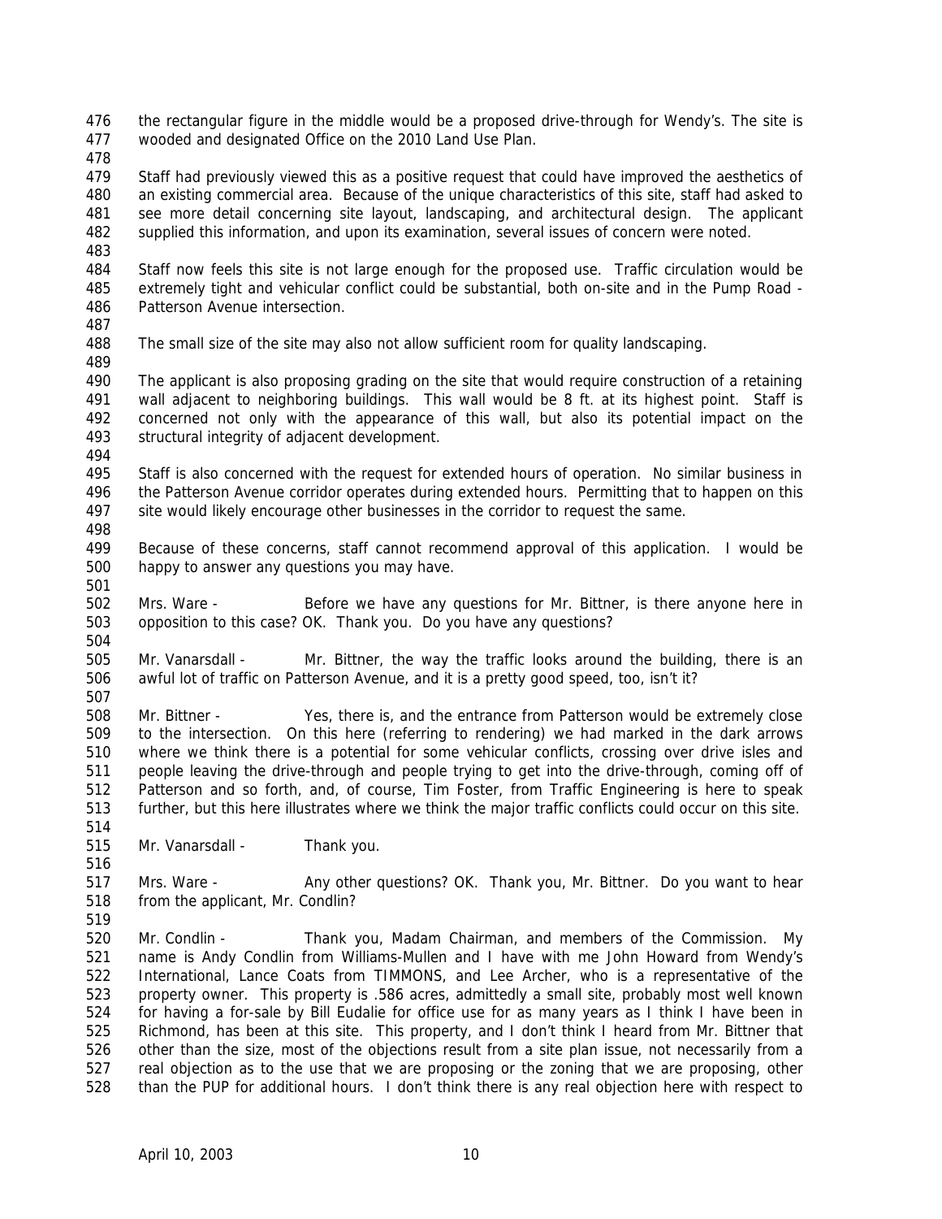the rectangular figure in the middle would be a proposed drive-through for Wendy's. The site is wooded and designated Office on the 2010 Land Use Plan.

Staff had previously viewed this as a positive request that could have improved the aesthetics of an existing commercial area. Because of the unique characteristics of this site, staff had asked to see more detail concerning site layout, landscaping, and architectural design. The applicant supplied this information, and upon its examination, several issues of concern were noted.

Staff now feels this site is not large enough for the proposed use. Traffic circulation would be extremely tight and vehicular conflict could be substantial, both on-site and in the Pump Road - Patterson Avenue intersection.

The small size of the site may also not allow sufficient room for quality landscaping.

The applicant is also proposing grading on the site that would require construction of a retaining wall adjacent to neighboring buildings. This wall would be 8 ft. at its highest point. Staff is concerned not only with the appearance of this wall, but also its potential impact on the structural integrity of adjacent development.

Staff is also concerned with the request for extended hours of operation. No similar business in the Patterson Avenue corridor operates during extended hours. Permitting that to happen on this site would likely encourage other businesses in the corridor to request the same.

Because of these concerns, staff cannot recommend approval of this application. I would be happy to answer any questions you may have.

Mrs. Ware - Before we have any questions for Mr. Bittner, is there anyone here in opposition to this case? OK. Thank you. Do you have any questions?

Mr. Vanarsdall - Mr. Bittner, the way the traffic looks around the building, there is an awful lot of traffic on Patterson Avenue, and it is a pretty good speed, too, isn't it?

Mr. Bittner - Yes, there is, and the entrance from Patterson would be extremely close to the intersection. On this here (referring to rendering) we had marked in the dark arrows where we think there is a potential for some vehicular conflicts, crossing over drive isles and people leaving the drive-through and people trying to get into the drive-through, coming off of Patterson and so forth, and, of course, Tim Foster, from Traffic Engineering is here to speak further, but this here illustrates where we think the major traffic conflicts could occur on this site.

Mr. Vanarsdall - Thank you.

Mrs. Ware - Any other questions? OK. Thank you, Mr. Bittner. Do you want to hear from the applicant, Mr. Condlin?

Mr. Condlin - Thank you, Madam Chairman, and members of the Commission. My name is Andy Condlin from Williams-Mullen and I have with me John Howard from Wendy's International, Lance Coats from TIMMONS, and Lee Archer, who is a representative of the property owner. This property is .586 acres, admittedly a small site, probably most well known for having a for-sale by Bill Eudalie for office use for as many years as I think I have been in Richmond, has been at this site. This property, and I don't think I heard from Mr. Bittner that other than the size, most of the objections result from a site plan issue, not necessarily from a real objection as to the use that we are proposing or the zoning that we are proposing, other than the PUP for additional hours. I don't think there is any real objection here with respect to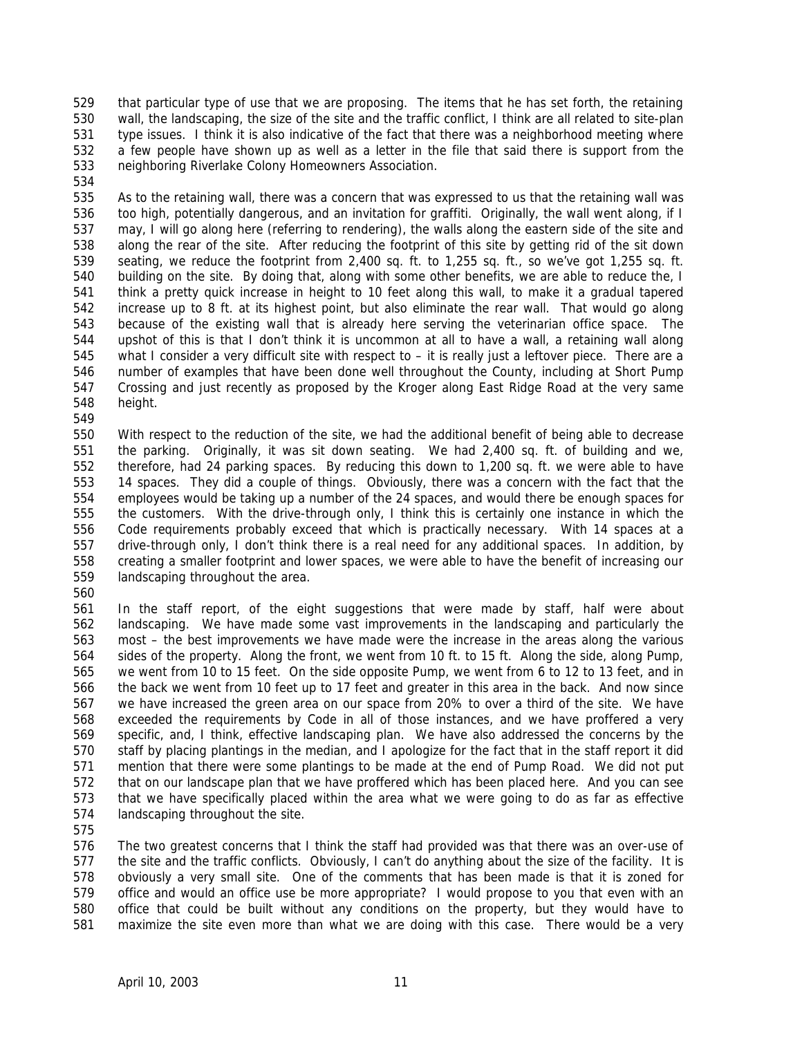that particular type of use that we are proposing. The items that he has set forth, the retaining wall, the landscaping, the size of the site and the traffic conflict, I think are all related to site-plan type issues. I think it is also indicative of the fact that there was a neighborhood meeting where a few people have shown up as well as a letter in the file that said there is support from the neighboring Riverlake Colony Homeowners Association.

As to the retaining wall, there was a concern that was expressed to us that the retaining wall was too high, potentially dangerous, and an invitation for graffiti. Originally, the wall went along, if I may, I will go along here (referring to rendering), the walls along the eastern side of the site and along the rear of the site. After reducing the footprint of this site by getting rid of the sit down seating, we reduce the footprint from 2,400 sq. ft. to 1,255 sq. ft., so we've got 1,255 sq. ft. building on the site. By doing that, along with some other benefits, we are able to reduce the, I think a pretty quick increase in height to 10 feet along this wall, to make it a gradual tapered increase up to 8 ft. at its highest point, but also eliminate the rear wall. That would go along because of the existing wall that is already here serving the veterinarian office space. The upshot of this is that I don't think it is uncommon at all to have a wall, a retaining wall along what I consider a very difficult site with respect to – it is really just a leftover piece. There are a number of examples that have been done well throughout the County, including at Short Pump Crossing and just recently as proposed by the Kroger along East Ridge Road at the very same height.

With respect to the reduction of the site, we had the additional benefit of being able to decrease the parking. Originally, it was sit down seating. We had 2,400 sq. ft. of building and we, therefore, had 24 parking spaces. By reducing this down to 1,200 sq. ft. we were able to have 14 spaces. They did a couple of things. Obviously, there was a concern with the fact that the employees would be taking up a number of the 24 spaces, and would there be enough spaces for the customers. With the drive-through only, I think this is certainly one instance in which the Code requirements probably exceed that which is practically necessary. With 14 spaces at a drive-through only, I don't think there is a real need for any additional spaces. In addition, by creating a smaller footprint and lower spaces, we were able to have the benefit of increasing our landscaping throughout the area.

In the staff report, of the eight suggestions that were made by staff, half were about landscaping. We have made some vast improvements in the landscaping and particularly the most – the best improvements we have made were the increase in the areas along the various sides of the property. Along the front, we went from 10 ft. to 15 ft. Along the side, along Pump, we went from 10 to 15 feet. On the side opposite Pump, we went from 6 to 12 to 13 feet, and in the back we went from 10 feet up to 17 feet and greater in this area in the back. And now since we have increased the green area on our space from 20% to over a third of the site. We have exceeded the requirements by Code in all of those instances, and we have proffered a very specific, and, I think, effective landscaping plan. We have also addressed the concerns by the staff by placing plantings in the median, and I apologize for the fact that in the staff report it did mention that there were some plantings to be made at the end of Pump Road. We did not put that on our landscape plan that we have proffered which has been placed here. And you can see that we have specifically placed within the area what we were going to do as far as effective landscaping throughout the site.

The two greatest concerns that I think the staff had provided was that there was an over-use of the site and the traffic conflicts. Obviously, I can't do anything about the size of the facility. It is obviously a very small site. One of the comments that has been made is that it is zoned for office and would an office use be more appropriate? I would propose to you that even with an office that could be built without any conditions on the property, but they would have to maximize the site even more than what we are doing with this case. There would be a very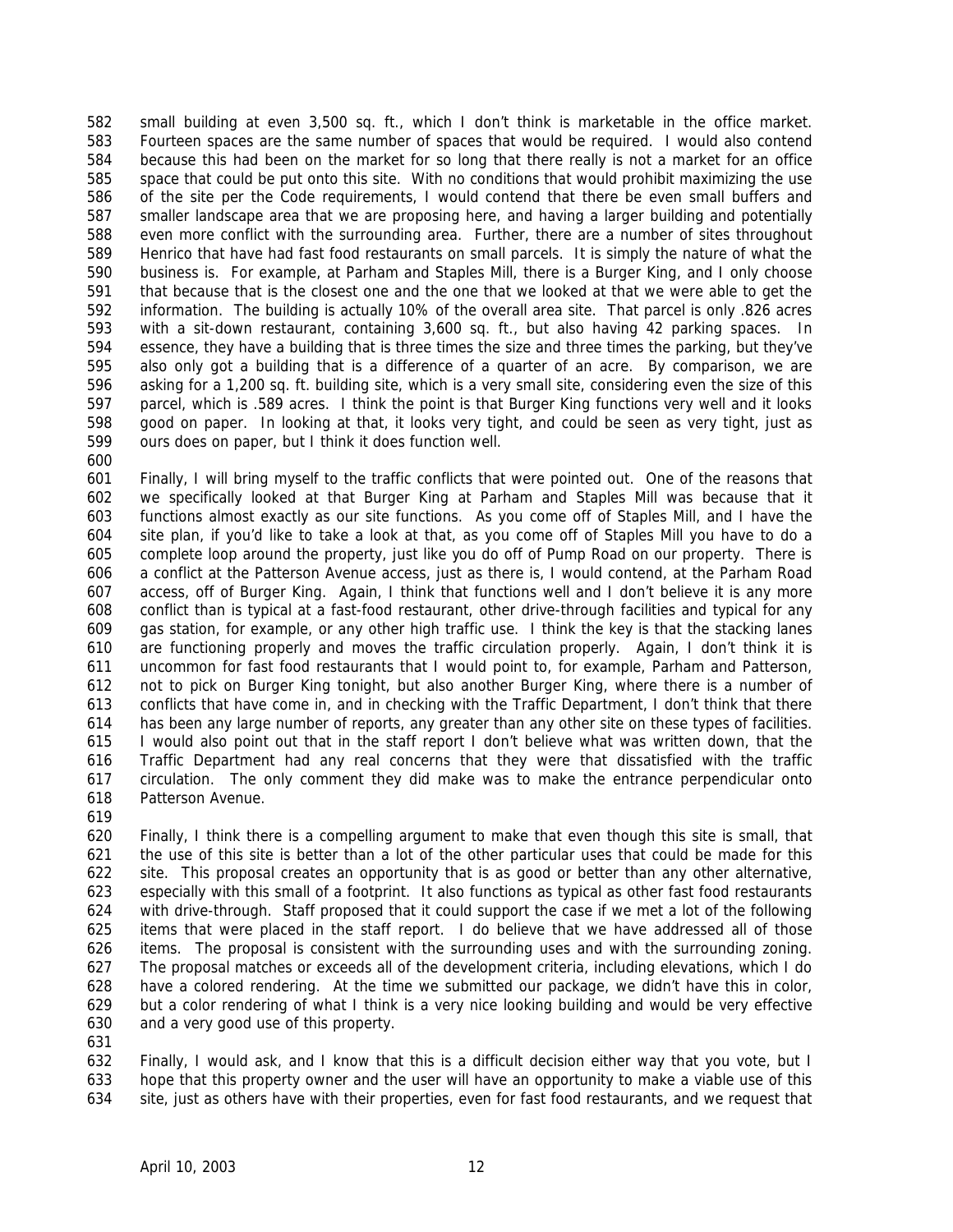small building at even 3,500 sq. ft., which I don't think is marketable in the office market. Fourteen spaces are the same number of spaces that would be required. I would also contend because this had been on the market for so long that there really is not a market for an office space that could be put onto this site. With no conditions that would prohibit maximizing the use of the site per the Code requirements, I would contend that there be even small buffers and smaller landscape area that we are proposing here, and having a larger building and potentially even more conflict with the surrounding area. Further, there are a number of sites throughout Henrico that have had fast food restaurants on small parcels. It is simply the nature of what the business is. For example, at Parham and Staples Mill, there is a Burger King, and I only choose that because that is the closest one and the one that we looked at that we were able to get the information. The building is actually 10% of the overall area site. That parcel is only .826 acres with a sit-down restaurant, containing 3,600 sq. ft., but also having 42 parking spaces. In essence, they have a building that is three times the size and three times the parking, but they've also only got a building that is a difference of a quarter of an acre. By comparison, we are asking for a 1,200 sq. ft. building site, which is a very small site, considering even the size of this parcel, which is .589 acres. I think the point is that Burger King functions very well and it looks good on paper. In looking at that, it looks very tight, and could be seen as very tight, just as ours does on paper, but I think it does function well.

Finally, I will bring myself to the traffic conflicts that were pointed out. One of the reasons that we specifically looked at that Burger King at Parham and Staples Mill was because that it functions almost exactly as our site functions. As you come off of Staples Mill, and I have the site plan, if you'd like to take a look at that, as you come off of Staples Mill you have to do a complete loop around the property, just like you do off of Pump Road on our property. There is a conflict at the Patterson Avenue access, just as there is, I would contend, at the Parham Road access, off of Burger King. Again, I think that functions well and I don't believe it is any more conflict than is typical at a fast-food restaurant, other drive-through facilities and typical for any gas station, for example, or any other high traffic use. I think the key is that the stacking lanes are functioning properly and moves the traffic circulation properly. Again, I don't think it is uncommon for fast food restaurants that I would point to, for example, Parham and Patterson, not to pick on Burger King tonight, but also another Burger King, where there is a number of conflicts that have come in, and in checking with the Traffic Department, I don't think that there has been any large number of reports, any greater than any other site on these types of facilities. I would also point out that in the staff report I don't believe what was written down, that the Traffic Department had any real concerns that they were that dissatisfied with the traffic circulation. The only comment they did make was to make the entrance perpendicular onto Patterson Avenue.

Finally, I think there is a compelling argument to make that even though this site is small, that the use of this site is better than a lot of the other particular uses that could be made for this site. This proposal creates an opportunity that is as good or better than any other alternative, especially with this small of a footprint. It also functions as typical as other fast food restaurants with drive-through. Staff proposed that it could support the case if we met a lot of the following items that were placed in the staff report. I do believe that we have addressed all of those items. The proposal is consistent with the surrounding uses and with the surrounding zoning. The proposal matches or exceeds all of the development criteria, including elevations, which I do have a colored rendering. At the time we submitted our package, we didn't have this in color, but a color rendering of what I think is a very nice looking building and would be very effective and a very good use of this property.

Finally, I would ask, and I know that this is a difficult decision either way that you vote, but I hope that this property owner and the user will have an opportunity to make a viable use of this site, just as others have with their properties, even for fast food restaurants, and we request that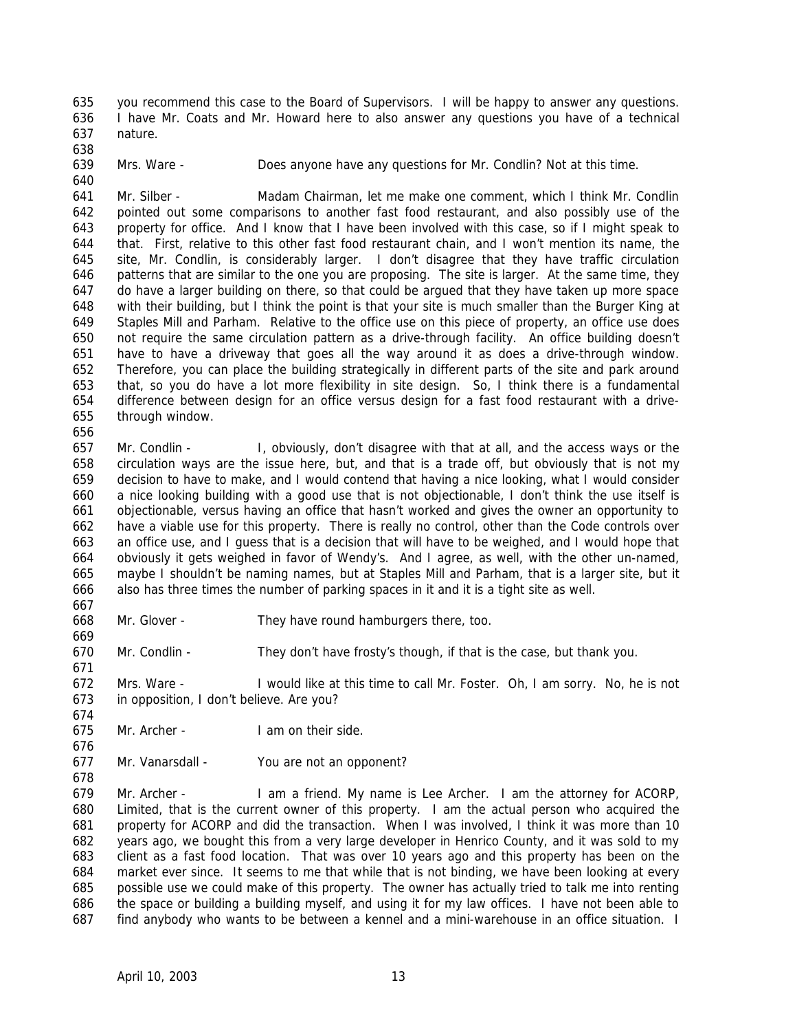you recommend this case to the Board of Supervisors. I will be happy to answer any questions. I have Mr. Coats and Mr. Howard here to also answer any questions you have of a technical nature.

Mrs. Ware - Does anyone have any questions for Mr. Condlin? Not at this time.

Mr. Silber - Madam Chairman, let me make one comment, which I think Mr. Condlin pointed out some comparisons to another fast food restaurant, and also possibly use of the property for office. And I know that I have been involved with this case, so if I might speak to that. First, relative to this other fast food restaurant chain, and I won't mention its name, the site, Mr. Condlin, is considerably larger. I don't disagree that they have traffic circulation patterns that are similar to the one you are proposing. The site is larger. At the same time, they do have a larger building on there, so that could be argued that they have taken up more space with their building, but I think the point is that your site is much smaller than the Burger King at Staples Mill and Parham. Relative to the office use on this piece of property, an office use does not require the same circulation pattern as a drive-through facility. An office building doesn't have to have a driveway that goes all the way around it as does a drive-through window. Therefore, you can place the building strategically in different parts of the site and park around that, so you do have a lot more flexibility in site design. So, I think there is a fundamental difference between design for an office versus design for a fast food restaurant with a drive-through window.

Mr. Condlin - I, obviously, don't disagree with that at all, and the access ways or the circulation ways are the issue here, but, and that is a trade off, but obviously that is not my decision to have to make, and I would contend that having a nice looking, what I would consider a nice looking building with a good use that is not objectionable, I don't think the use itself is objectionable, versus having an office that hasn't worked and gives the owner an opportunity to have a viable use for this property. There is really no control, other than the Code controls over an office use, and I guess that is a decision that will have to be weighed, and I would hope that obviously it gets weighed in favor of Wendy's. And I agree, as well, with the other un-named, maybe I shouldn't be naming names, but at Staples Mill and Parham, that is a larger site, but it also has three times the number of parking spaces in it and it is a tight site as well.

Mr. Glover - They have round hamburgers there, too.

Mr. Condlin - They don't have frosty's though, if that is the case, but thank you.

Mrs. Ware - I would like at this time to call Mr. Foster. Oh, I am sorry. No, he is not in opposition, I don't believe. Are you?

Mr. Archer - I am on their side.

Mr. Vanarsdall - You are not an opponent?

Mr. Archer - I am a friend. My name is Lee Archer. I am the attorney for ACORP, Limited, that is the current owner of this property. I am the actual person who acquired the property for ACORP and did the transaction. When I was involved, I think it was more than 10 years ago, we bought this from a very large developer in Henrico County, and it was sold to my client as a fast food location. That was over 10 years ago and this property has been on the market ever since. It seems to me that while that is not binding, we have been looking at every possible use we could make of this property. The owner has actually tried to talk me into renting the space or building a building myself, and using it for my law offices. I have not been able to find anybody who wants to be between a kennel and a mini-warehouse in an office situation. I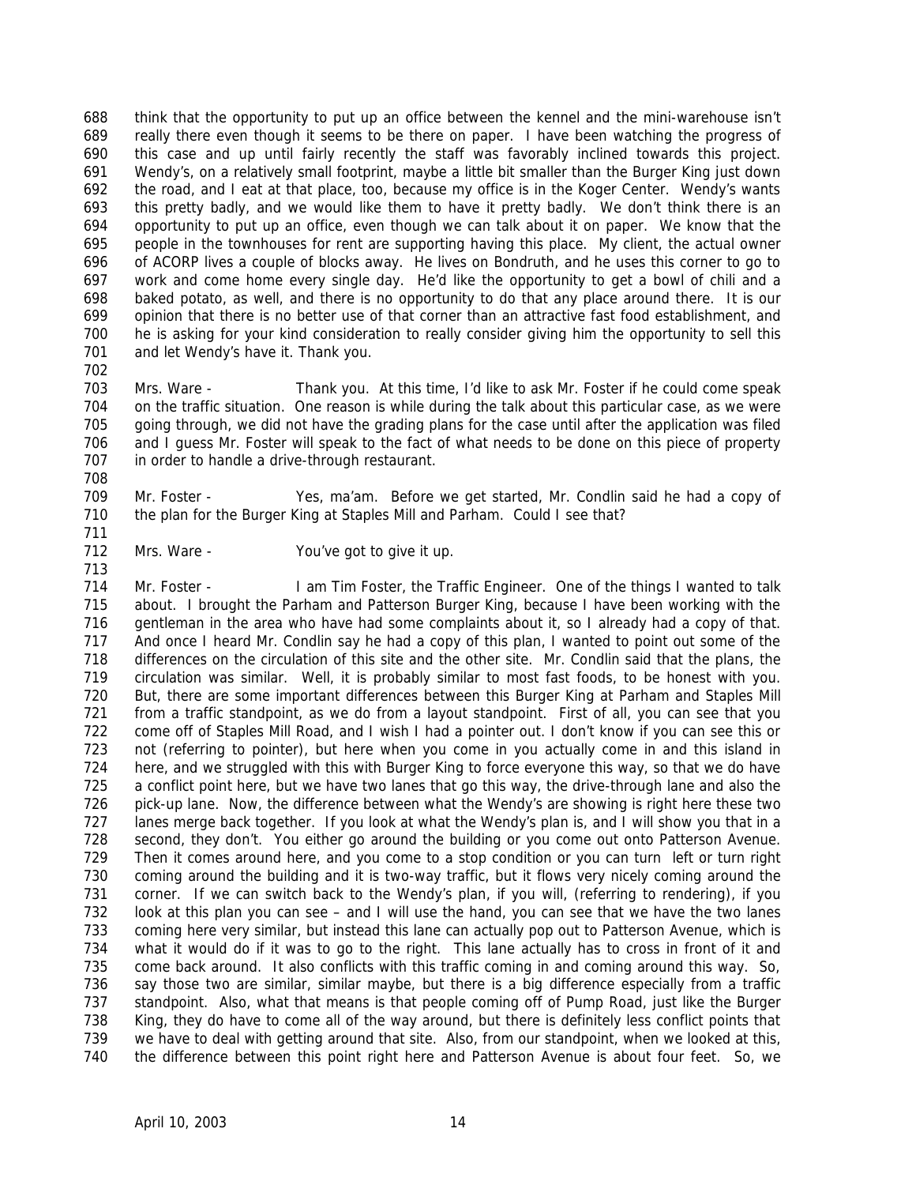think that the opportunity to put up an office between the kennel and the mini-warehouse isn't really there even though it seems to be there on paper. I have been watching the progress of this case and up until fairly recently the staff was favorably inclined towards this project. Wendy's, on a relatively small footprint, maybe a little bit smaller than the Burger King just down the road, and I eat at that place, too, because my office is in the Koger Center. Wendy's wants this pretty badly, and we would like them to have it pretty badly. We don't think there is an opportunity to put up an office, even though we can talk about it on paper. We know that the people in the townhouses for rent are supporting having this place. My client, the actual owner of ACORP lives a couple of blocks away. He lives on Bondruth, and he uses this corner to go to work and come home every single day. He'd like the opportunity to get a bowl of chili and a baked potato, as well, and there is no opportunity to do that any place around there. It is our opinion that there is no better use of that corner than an attractive fast food establishment, and he is asking for your kind consideration to really consider giving him the opportunity to sell this and let Wendy's have it. Thank you.

Mrs. Ware - Thank you. At this time, I'd like to ask Mr. Foster if he could come speak on the traffic situation. One reason is while during the talk about this particular case, as we were going through, we did not have the grading plans for the case until after the application was filed and I guess Mr. Foster will speak to the fact of what needs to be done on this piece of property in order to handle a drive-through restaurant.

Mr. Foster - Yes, ma'am. Before we get started, Mr. Condlin said he had a copy of the plan for the Burger King at Staples Mill and Parham. Could I see that?

Mrs. Ware - You've got to give it up.

Mr. Foster - I am Tim Foster, the Traffic Engineer. One of the things I wanted to talk about. I brought the Parham and Patterson Burger King, because I have been working with the gentleman in the area who have had some complaints about it, so I already had a copy of that. And once I heard Mr. Condlin say he had a copy of this plan, I wanted to point out some of the differences on the circulation of this site and the other site. Mr. Condlin said that the plans, the circulation was similar. Well, it is probably similar to most fast foods, to be honest with you. But, there are some important differences between this Burger King at Parham and Staples Mill from a traffic standpoint, as we do from a layout standpoint. First of all, you can see that you come off of Staples Mill Road, and I wish I had a pointer out. I don't know if you can see this or not (referring to pointer), but here when you come in you actually come in and this island in here, and we struggled with this with Burger King to force everyone this way, so that we do have a conflict point here, but we have two lanes that go this way, the drive-through lane and also the pick-up lane. Now, the difference between what the Wendy's are showing is right here these two lanes merge back together. If you look at what the Wendy's plan is, and I will show you that in a second, they don't. You either go around the building or you come out onto Patterson Avenue. Then it comes around here, and you come to a stop condition or you can turn left or turn right coming around the building and it is two-way traffic, but it flows very nicely coming around the corner. If we can switch back to the Wendy's plan, if you will, (referring to rendering), if you look at this plan you can see – and I will use the hand, you can see that we have the two lanes coming here very similar, but instead this lane can actually pop out to Patterson Avenue, which is what it would do if it was to go to the right. This lane actually has to cross in front of it and come back around. It also conflicts with this traffic coming in and coming around this way. So, say those two are similar, similar maybe, but there is a big difference especially from a traffic standpoint. Also, what that means is that people coming off of Pump Road, just like the Burger King, they do have to come all of the way around, but there is definitely less conflict points that we have to deal with getting around that site. Also, from our standpoint, when we looked at this, the difference between this point right here and Patterson Avenue is about four feet. So, we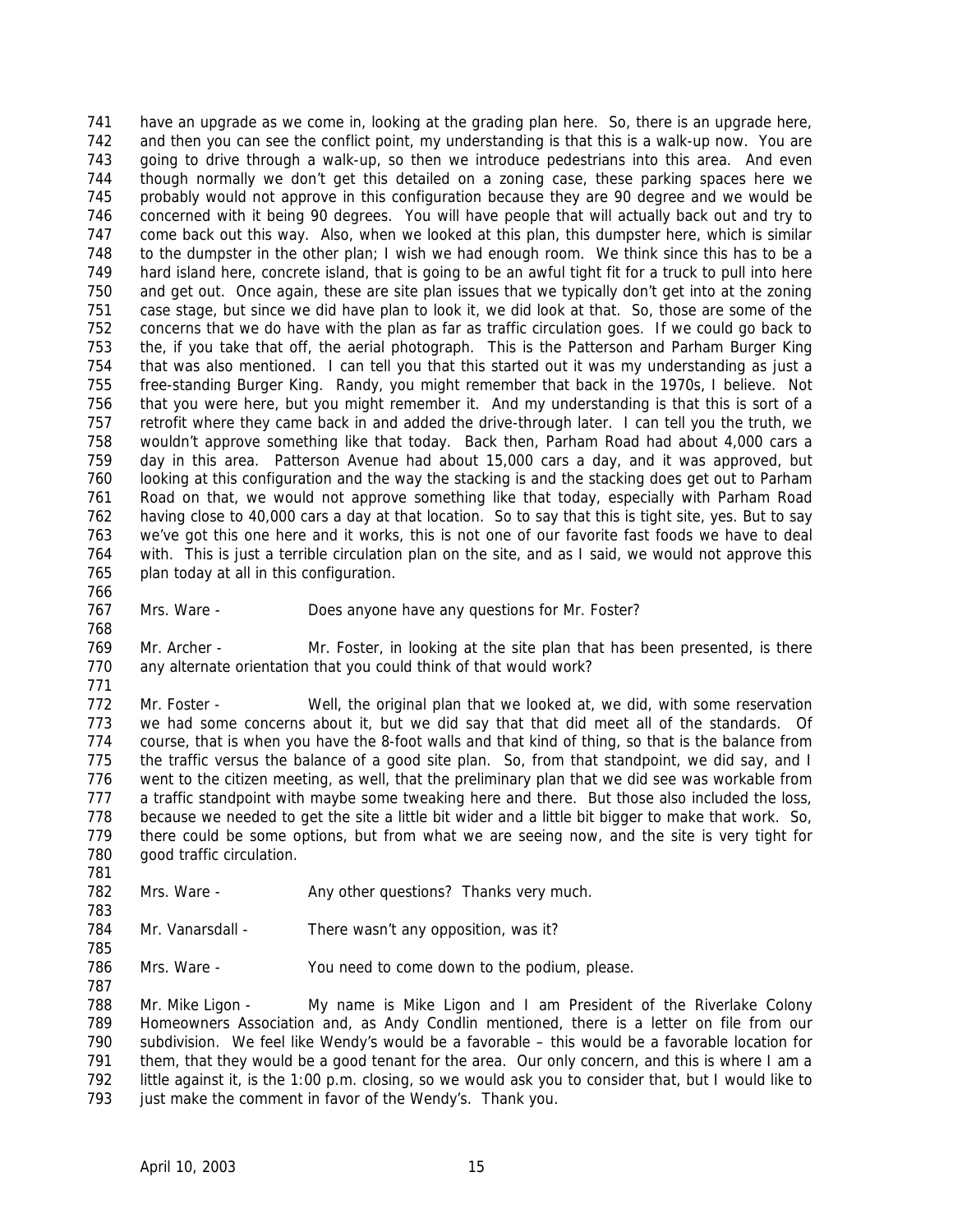have an upgrade as we come in, looking at the grading plan here. So, there is an upgrade here, and then you can see the conflict point, my understanding is that this is a walk-up now. You are going to drive through a walk-up, so then we introduce pedestrians into this area. And even though normally we don't get this detailed on a zoning case, these parking spaces here we probably would not approve in this configuration because they are 90 degree and we would be concerned with it being 90 degrees. You will have people that will actually back out and try to come back out this way. Also, when we looked at this plan, this dumpster here, which is similar to the dumpster in the other plan; I wish we had enough room. We think since this has to be a hard island here, concrete island, that is going to be an awful tight fit for a truck to pull into here and get out. Once again, these are site plan issues that we typically don't get into at the zoning case stage, but since we did have plan to look it, we did look at that. So, those are some of the concerns that we do have with the plan as far as traffic circulation goes. If we could go back to the, if you take that off, the aerial photograph. This is the Patterson and Parham Burger King that was also mentioned. I can tell you that this started out it was my understanding as just a free-standing Burger King. Randy, you might remember that back in the 1970s, I believe. Not that you were here, but you might remember it. And my understanding is that this is sort of a retrofit where they came back in and added the drive-through later. I can tell you the truth, we wouldn't approve something like that today. Back then, Parham Road had about 4,000 cars a day in this area. Patterson Avenue had about 15,000 cars a day, and it was approved, but looking at this configuration and the way the stacking is and the stacking does get out to Parham Road on that, we would not approve something like that today, especially with Parham Road having close to 40,000 cars a day at that location. So to say that this is tight site, yes. But to say we've got this one here and it works, this is not one of our favorite fast foods we have to deal with. This is just a terrible circulation plan on the site, and as I said, we would not approve this plan today at all in this configuration.

Mrs. Ware - Does anyone have any questions for Mr. Foster?

Mr. Archer - Mr. Foster, in looking at the site plan that has been presented, is there any alternate orientation that you could think of that would work?

Mr. Foster - Well, the original plan that we looked at, we did, with some reservation we had some concerns about it, but we did say that that did meet all of the standards. Of course, that is when you have the 8-foot walls and that kind of thing, so that is the balance from the traffic versus the balance of a good site plan. So, from that standpoint, we did say, and I went to the citizen meeting, as well, that the preliminary plan that we did see was workable from a traffic standpoint with maybe some tweaking here and there. But those also included the loss, because we needed to get the site a little bit wider and a little bit bigger to make that work. So, there could be some options, but from what we are seeing now, and the site is very tight for good traffic circulation.

Mrs. Ware - Any other questions? Thanks very much.

Mr. Vanarsdall - There wasn't any opposition, was it?

Mrs. Ware - You need to come down to the podium, please.

Mr. Mike Ligon - My name is Mike Ligon and I am President of the Riverlake Colony Homeowners Association and, as Andy Condlin mentioned, there is a letter on file from our subdivision. We feel like Wendy's would be a favorable – this would be a favorable location for them, that they would be a good tenant for the area. Our only concern, and this is where I am a little against it, is the 1:00 p.m. closing, so we would ask you to consider that, but I would like to just make the comment in favor of the Wendy's. Thank you.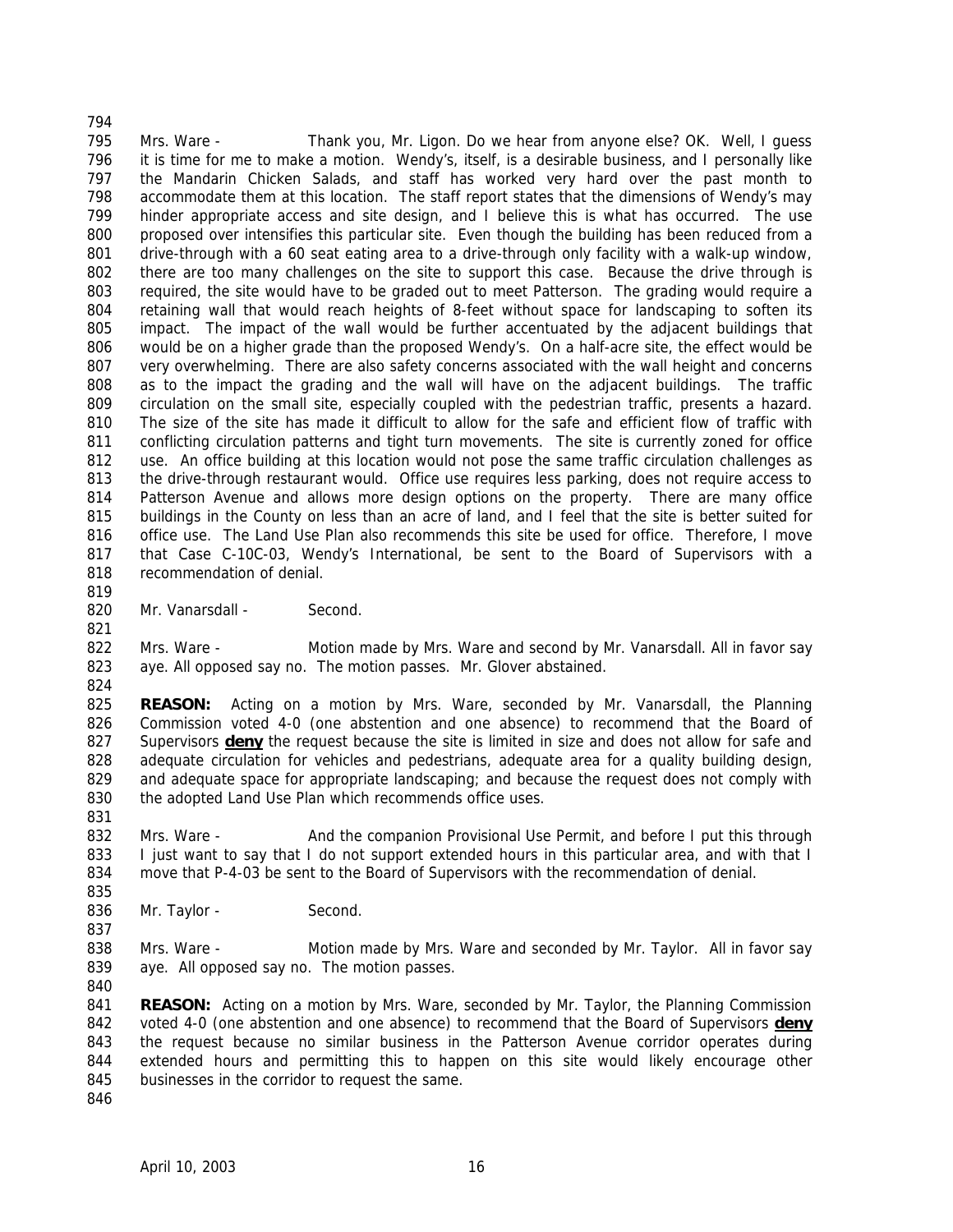Mrs. Ware - Thank you, Mr. Ligon. Do we hear from anyone else? OK. Well, I guess it is time for me to make a motion. Wendy's, itself, is a desirable business, and I personally like the Mandarin Chicken Salads, and staff has worked very hard over the past month to accommodate them at this location. The staff report states that the dimensions of Wendy's may hinder appropriate access and site design, and I believe this is what has occurred. The use proposed over intensifies this particular site. Even though the building has been reduced from a drive-through with a 60 seat eating area to a drive-through only facility with a walk-up window, there are too many challenges on the site to support this case. Because the drive through is required, the site would have to be graded out to meet Patterson. The grading would require a retaining wall that would reach heights of 8-feet without space for landscaping to soften its impact. The impact of the wall would be further accentuated by the adjacent buildings that would be on a higher grade than the proposed Wendy's. On a half-acre site, the effect would be very overwhelming. There are also safety concerns associated with the wall height and concerns as to the impact the grading and the wall will have on the adjacent buildings. The traffic circulation on the small site, especially coupled with the pedestrian traffic, presents a hazard. The size of the site has made it difficult to allow for the safe and efficient flow of traffic with conflicting circulation patterns and tight turn movements. The site is currently zoned for office use. An office building at this location would not pose the same traffic circulation challenges as the drive-through restaurant would. Office use requires less parking, does not require access to Patterson Avenue and allows more design options on the property. There are many office buildings in the County on less than an acre of land, and I feel that the site is better suited for office use. The Land Use Plan also recommends this site be used for office. Therefore, I move that Case C-10C-03, Wendy's International, be sent to the Board of Supervisors with a recommendation of denial.

Mr. Vanarsdall - Second.

Mrs. Ware - Motion made by Mrs. Ware and second by Mr. Vanarsdall. All in favor say aye. All opposed say no. The motion passes. Mr. Glover abstained.

**REASON:** Acting on a motion by Mrs. Ware, seconded by Mr. Vanarsdall, the Planning Commission voted 4-0 (one abstention and one absence) to recommend that the Board of Supervisors **deny** the request because the site is limited in size and does not allow for safe and adequate circulation for vehicles and pedestrians, adequate area for a quality building design, and adequate space for appropriate landscaping; and because the request does not comply with the adopted Land Use Plan which recommends office uses.

Mrs. Ware - And the companion Provisional Use Permit, and before I put this through I just want to say that I do not support extended hours in this particular area, and with that I move that P-4-03 be sent to the Board of Supervisors with the recommendation of denial.

Mr. Taylor - Second.

Mrs. Ware - Motion made by Mrs. Ware and seconded by Mr. Taylor. All in favor say aye. All opposed say no. The motion passes.

**REASON:** Acting on a motion by Mrs. Ware, seconded by Mr. Taylor, the Planning Commission voted 4-0 (one abstention and one absence) to recommend that the Board of Supervisors **deny** the request because no similar business in the Patterson Avenue corridor operates during extended hours and permitting this to happen on this site would likely encourage other businesses in the corridor to request the same.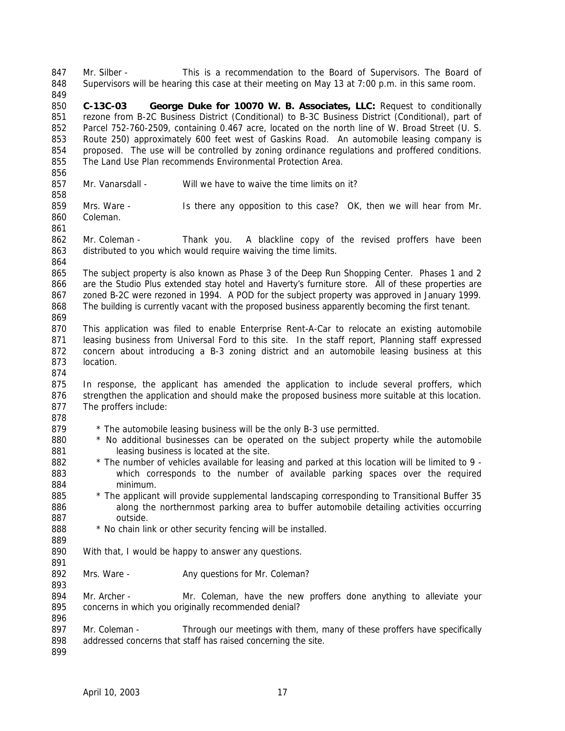Mr. Silber - This is a recommendation to the Board of Supervisors. The Board of Supervisors will be hearing this case at their meeting on May 13 at 7:00 p.m. in this same room.

**C-13C-03 George Duke for 10070 W. B. Associates, LLC:** Request to conditionally rezone from B-2C Business District (Conditional) to B-3C Business District (Conditional), part of Parcel 752-760-2509, containing 0.467 acre, located on the north line of W. Broad Street (U. S. Route 250) approximately 600 feet west of Gaskins Road. An automobile leasing company is proposed. The use will be controlled by zoning ordinance regulations and proffered conditions. The Land Use Plan recommends Environmental Protection Area.

Mr. Vanarsdall - Will we have to waive the time limits on it?

Mrs. Ware - Is there any opposition to this case? OK, then we will hear from Mr. Coleman.

Mr. Coleman - Thank you. A blackline copy of the revised proffers have been distributed to you which would require waiving the time limits.

The subject property is also known as Phase 3 of the Deep Run Shopping Center. Phases 1 and 2 are the Studio Plus extended stay hotel and Haverty's furniture store. All of these properties are zoned B-2C were rezoned in 1994. A POD for the subject property was approved in January 1999. The building is currently vacant with the proposed business apparently becoming the first tenant.

This application was filed to enable Enterprise Rent-A-Car to relocate an existing automobile leasing business from Universal Ford to this site. In the staff report, Planning staff expressed concern about introducing a B-3 zoning district and an automobile leasing business at this location.

In response, the applicant has amended the application to include several proffers, which strengthen the application and should make the proposed business more suitable at this location. The proffers include:

* The automobile leasing business will be the only B-3 use permitted.
* No additional businesses can be operated on the subject property while the automobile leasing business is located at the site.
* The number of vehicles available for leasing and parked at this location will be limited to 9 - which corresponds to the number of available parking spaces over the required minimum.
* The applicant will provide supplemental landscaping corresponding to Transitional Buffer 35 along the northernmost parking area to buffer automobile detailing activities occurring outside.
* No chain link or other security fencing will be installed.

With that, I would be happy to answer any questions.

Mrs. Ware - Any questions for Mr. Coleman?

Mr. Archer - Mr. Coleman, have the new proffers done anything to alleviate your concerns in which you originally recommended denial?

Mr. Coleman - Through our meetings with them, many of these proffers have specifically addressed concerns that staff has raised concerning the site.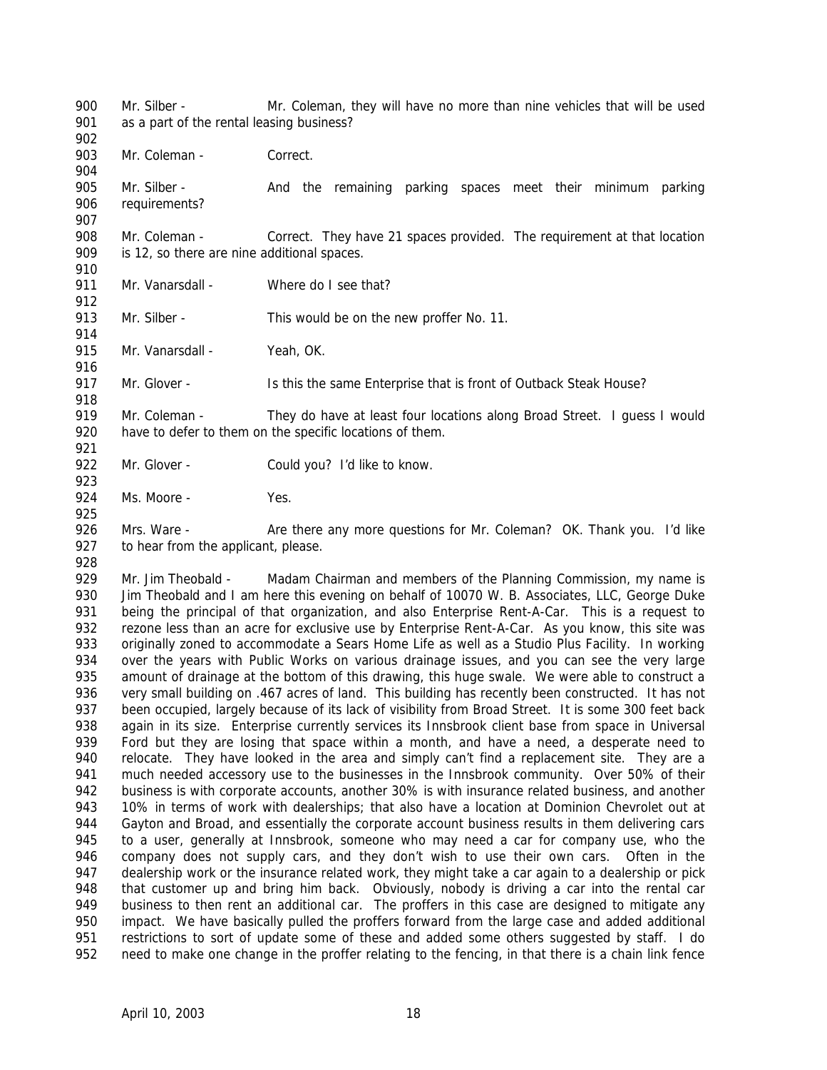Mr. Silber - Mr. Coleman, they will have no more than nine vehicles that will be used as a part of the rental leasing business?

Mr. Coleman - Correct.

Mr. Silber - And the remaining parking spaces meet their minimum parking requirements?

Mr. Coleman - Correct. They have 21 spaces provided. The requirement at that location is 12, so there are nine additional spaces.

Mr. Vanarsdall - Where do I see that?

Mr. Silber - This would be on the new proffer No. 11.

Mr. Vanarsdall - Yeah, OK.

Mr. Glover - Is this the same Enterprise that is front of Outback Steak House?

Mr. Coleman - They do have at least four locations along Broad Street. I guess I would have to defer to them on the specific locations of them.

Mr. Glover - Could you? I'd like to know.

Ms. Moore - Yes.

Mrs. Ware - Are there any more questions for Mr. Coleman? OK. Thank you. I'd like to hear from the applicant, please.

Mr. Jim Theobald - Madam Chairman and members of the Planning Commission, my name is Jim Theobald and I am here this evening on behalf of 10070 W. B. Associates, LLC, George Duke being the principal of that organization, and also Enterprise Rent-A-Car. This is a request to rezone less than an acre for exclusive use by Enterprise Rent-A-Car. As you know, this site was originally zoned to accommodate a Sears Home Life as well as a Studio Plus Facility. In working over the years with Public Works on various drainage issues, and you can see the very large amount of drainage at the bottom of this drawing, this huge swale. We were able to construct a very small building on .467 acres of land. This building has recently been constructed. It has not been occupied, largely because of its lack of visibility from Broad Street. It is some 300 feet back again in its size. Enterprise currently services its Innsbrook client base from space in Universal Ford but they are losing that space within a month, and have a need, a desperate need to relocate. They have looked in the area and simply can't find a replacement site. They are a much needed accessory use to the businesses in the Innsbrook community. Over 50% of their business is with corporate accounts, another 30% is with insurance related business, and another 10% in terms of work with dealerships; that also have a location at Dominion Chevrolet out at Gayton and Broad, and essentially the corporate account business results in them delivering cars to a user, generally at Innsbrook, someone who may need a car for company use, who the company does not supply cars, and they don't wish to use their own cars. Often in the dealership work or the insurance related work, they might take a car again to a dealership or pick that customer up and bring him back. Obviously, nobody is driving a car into the rental car business to then rent an additional car. The proffers in this case are designed to mitigate any impact. We have basically pulled the proffers forward from the large case and added additional restrictions to sort of update some of these and added some others suggested by staff. I do need to make one change in the proffer relating to the fencing, in that there is a chain link fence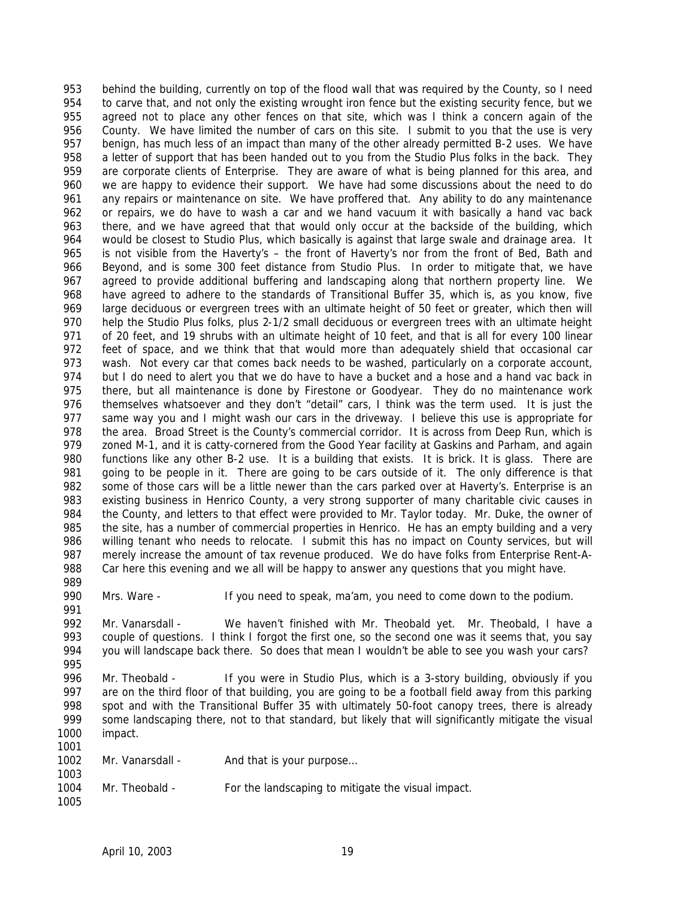behind the building, currently on top of the flood wall that was required by the County, so I need to carve that, and not only the existing wrought iron fence but the existing security fence, but we agreed not to place any other fences on that site, which was I think a concern again of the County. We have limited the number of cars on this site. I submit to you that the use is very benign, has much less of an impact than many of the other already permitted B-2 uses. We have a letter of support that has been handed out to you from the Studio Plus folks in the back. They are corporate clients of Enterprise. They are aware of what is being planned for this area, and we are happy to evidence their support. We have had some discussions about the need to do any repairs or maintenance on site. We have proffered that. Any ability to do any maintenance or repairs, we do have to wash a car and we hand vacuum it with basically a hand vac back there, and we have agreed that that would only occur at the backside of the building, which would be closest to Studio Plus, which basically is against that large swale and drainage area. It is not visible from the Haverty's – the front of Haverty's nor from the front of Bed, Bath and Beyond, and is some 300 feet distance from Studio Plus. In order to mitigate that, we have agreed to provide additional buffering and landscaping along that northern property line. We have agreed to adhere to the standards of Transitional Buffer 35, which is, as you know, five large deciduous or evergreen trees with an ultimate height of 50 feet or greater, which then will help the Studio Plus folks, plus 2-1/2 small deciduous or evergreen trees with an ultimate height of 20 feet, and 19 shrubs with an ultimate height of 10 feet, and that is all for every 100 linear feet of space, and we think that that would more than adequately shield that occasional car wash. Not every car that comes back needs to be washed, particularly on a corporate account, but I do need to alert you that we do have to have a bucket and a hose and a hand vac back in there, but all maintenance is done by Firestone or Goodyear. They do no maintenance work themselves whatsoever and they don't "detail" cars, I think was the term used. It is just the same way you and I might wash our cars in the driveway. I believe this use is appropriate for the area. Broad Street is the County's commercial corridor. It is across from Deep Run, which is zoned M-1, and it is catty-cornered from the Good Year facility at Gaskins and Parham, and again functions like any other B-2 use. It is a building that exists. It is brick. It is glass. There are going to be people in it. There are going to be cars outside of it. The only difference is that some of those cars will be a little newer than the cars parked over at Haverty's. Enterprise is an existing business in Henrico County, a very strong supporter of many charitable civic causes in the County, and letters to that effect were provided to Mr. Taylor today. Mr. Duke, the owner of the site, has a number of commercial properties in Henrico. He has an empty building and a very willing tenant who needs to relocate. I submit this has no impact on County services, but will merely increase the amount of tax revenue produced. We do have folks from Enterprise Rent-A-Car here this evening and we all will be happy to answer any questions that you might have.

Mrs. Ware - If you need to speak, ma'am, you need to come down to the podium.

Mr. Vanarsdall - We haven't finished with Mr. Theobald yet. Mr. Theobald, I have a couple of questions. I think I forgot the first one, so the second one was it seems that, you say you will landscape back there. So does that mean I wouldn't be able to see you wash your cars?

Mr. Theobald - If you were in Studio Plus, which is a 3-story building, obviously if you are on the third floor of that building, you are going to be a football field away from this parking spot and with the Transitional Buffer 35 with ultimately 50-foot canopy trees, there is already some landscaping there, not to that standard, but likely that will significantly mitigate the visual impact.

Mr. Vanarsdall - And that is your purpose…

Mr. Theobald - For the landscaping to mitigate the visual impact.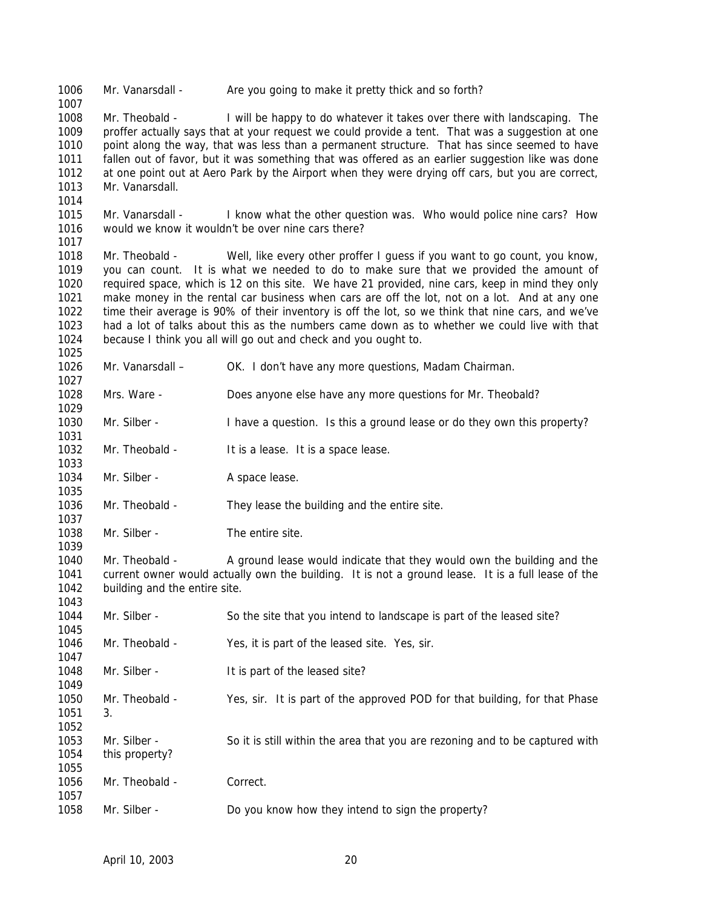Mr. Vanarsdall - Are you going to make it pretty thick and so forth?

Mr. Theobald - I will be happy to do whatever it takes over there with landscaping. The proffer actually says that at your request we could provide a tent. That was a suggestion at one point along the way, that was less than a permanent structure. That has since seemed to have fallen out of favor, but it was something that was offered as an earlier suggestion like was done at one point out at Aero Park by the Airport when they were drying off cars, but you are correct, Mr. Vanarsdall.

Mr. Vanarsdall - I know what the other question was. Who would police nine cars? How would we know it wouldn't be over nine cars there?

Mr. Theobald - Well, like every other proffer I guess if you want to go count, you know, you can count. It is what we needed to do to make sure that we provided the amount of required space, which is 12 on this site. We have 21 provided, nine cars, keep in mind they only make money in the rental car business when cars are off the lot, not on a lot. And at any one time their average is 90% of their inventory is off the lot, so we think that nine cars, and we've had a lot of talks about this as the numbers came down as to whether we could live with that because I think you all will go out and check and you ought to.

Mr. Vanarsdall – OK. I don't have any more questions, Madam Chairman.

Mrs. Ware - Does anyone else have any more questions for Mr. Theobald?

Mr. Silber - I have a question. Is this a ground lease or do they own this property?

Mr. Theobald - It is a lease. It is a space lease.

Mr. Silber - A space lease.

Mr. Theobald - They lease the building and the entire site.

Mr. Silber - The entire site.

Mr. Theobald - A ground lease would indicate that they would own the building and the current owner would actually own the building. It is not a ground lease. It is a full lease of the building and the entire site.

Mr. Silber - So the site that you intend to landscape is part of the leased site?

Mr. Theobald - Yes, it is part of the leased site. Yes, sir.

Mr. Silber - It is part of the leased site?

Mr. Theobald - Yes, sir. It is part of the approved POD for that building, for that Phase 3.

Mr. Silber - So it is still within the area that you are rezoning and to be captured with this property?

Mr. Theobald - Correct.

Mr. Silber - Do you know how they intend to sign the property?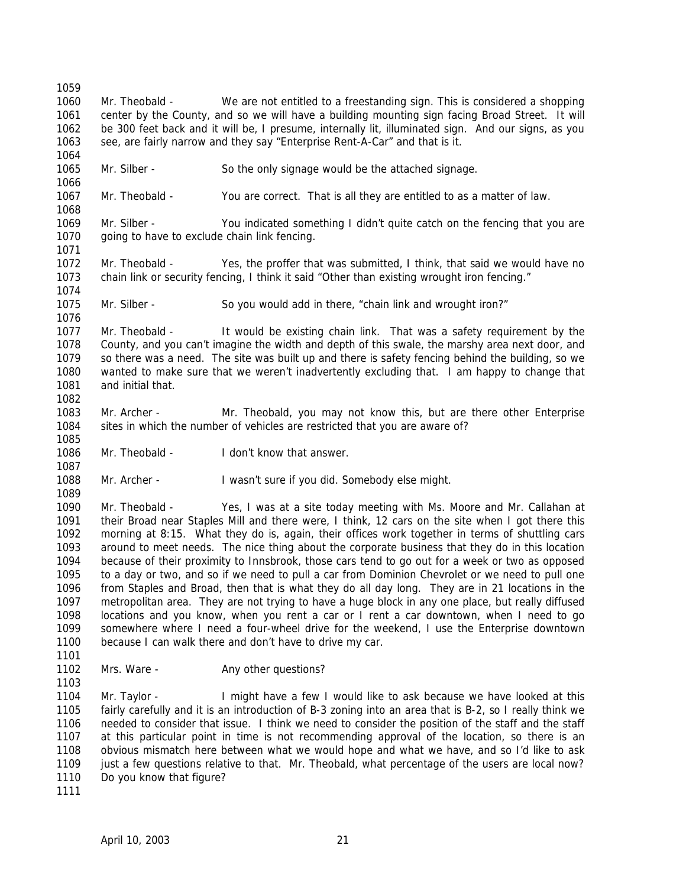Mr. Theobald - We are not entitled to a freestanding sign. This is considered a shopping center by the County, and so we will have a building mounting sign facing Broad Street. It will be 300 feet back and it will be, I presume, internally lit, illuminated sign. And our signs, as you see, are fairly narrow and they say "Enterprise Rent-A-Car" and that is it.

Mr. Silber - So the only signage would be the attached signage.

Mr. Theobald - You are correct. That is all they are entitled to as a matter of law.

Mr. Silber - You indicated something I didn't quite catch on the fencing that you are going to have to exclude chain link fencing.

Mr. Theobald - Yes, the proffer that was submitted, I think, that said we would have no chain link or security fencing, I think it said "Other than existing wrought iron fencing."

Mr. Silber - So you would add in there, "chain link and wrought iron?"

Mr. Theobald - It would be existing chain link. That was a safety requirement by the County, and you can't imagine the width and depth of this swale, the marshy area next door, and so there was a need. The site was built up and there is safety fencing behind the building, so we wanted to make sure that we weren't inadvertently excluding that. I am happy to change that and initial that.

Mr. Archer - Mr. Theobald, you may not know this, but are there other Enterprise sites in which the number of vehicles are restricted that you are aware of?

Mr. Theobald - I don't know that answer.

Mr. Archer - I wasn't sure if you did. Somebody else might.

Mr. Theobald - Yes, I was at a site today meeting with Ms. Moore and Mr. Callahan at their Broad near Staples Mill and there were, I think, 12 cars on the site when I got there this morning at 8:15. What they do is, again, their offices work together in terms of shuttling cars around to meet needs. The nice thing about the corporate business that they do in this location because of their proximity to Innsbrook, those cars tend to go out for a week or two as opposed to a day or two, and so if we need to pull a car from Dominion Chevrolet or we need to pull one from Staples and Broad, then that is what they do all day long. They are in 21 locations in the metropolitan area. They are not trying to have a huge block in any one place, but really diffused locations and you know, when you rent a car or I rent a car downtown, when I need to go somewhere where I need a four-wheel drive for the weekend, I use the Enterprise downtown because I can walk there and don't have to drive my car.

Mrs. Ware - Any other questions?

Mr. Taylor - I might have a few I would like to ask because we have looked at this fairly carefully and it is an introduction of B-3 zoning into an area that is B-2, so I really think we needed to consider that issue. I think we need to consider the position of the staff and the staff at this particular point in time is not recommending approval of the location, so there is an obvious mismatch here between what we would hope and what we have, and so I'd like to ask just a few questions relative to that. Mr. Theobald, what percentage of the users are local now? Do you know that figure?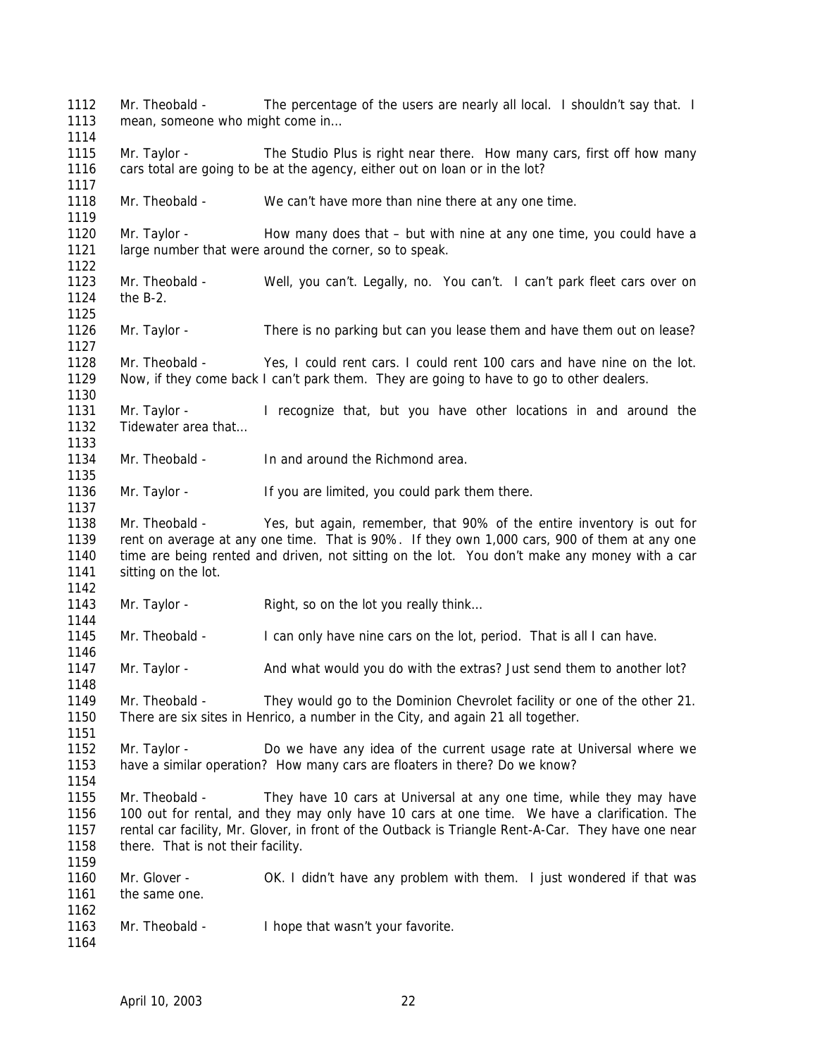Mr. Theobald - The percentage of the users are nearly all local. I shouldn't say that. I mean, someone who might come in…

Mr. Taylor - The Studio Plus is right near there. How many cars, first off how many cars total are going to be at the agency, either out on loan or in the lot?

Mr. Theobald - We can't have more than nine there at any one time.

Mr. Taylor - How many does that – but with nine at any one time, you could have a large number that were around the corner, so to speak.

Mr. Theobald - Well, you can't. Legally, no. You can't. I can't park fleet cars over on the B-2.

Mr. Taylor - There is no parking but can you lease them and have them out on lease?

Mr. Theobald - Yes, I could rent cars. I could rent 100 cars and have nine on the lot. Now, if they come back I can't park them. They are going to have to go to other dealers.

Mr. Taylor - I recognize that, but you have other locations in and around the Tidewater area that…

Mr. Theobald - In and around the Richmond area.

Mr. Taylor - If you are limited, you could park them there.

Mr. Theobald - Yes, but again, remember, that 90% of the entire inventory is out for rent on average at any one time. That is 90%. If they own 1,000 cars, 900 of them at any one time are being rented and driven, not sitting on the lot. You don't make any money with a car sitting on the lot.

Mr. Taylor - Right, so on the lot you really think…

Mr. Theobald - I can only have nine cars on the lot, period. That is all I can have.

Mr. Taylor - And what would you do with the extras? Just send them to another lot?

Mr. Theobald - They would go to the Dominion Chevrolet facility or one of the other 21. There are six sites in Henrico, a number in the City, and again 21 all together.

Mr. Taylor - Do we have any idea of the current usage rate at Universal where we have a similar operation? How many cars are floaters in there? Do we know?

Mr. Theobald - They have 10 cars at Universal at any one time, while they may have 100 out for rental, and they may only have 10 cars at one time. We have a clarification. The rental car facility, Mr. Glover, in front of the Outback is Triangle Rent-A-Car. They have one near there. That is not their facility.

Mr. Glover - OK. I didn't have any problem with them. I just wondered if that was the same one.

Mr. Theobald - I hope that wasn't your favorite.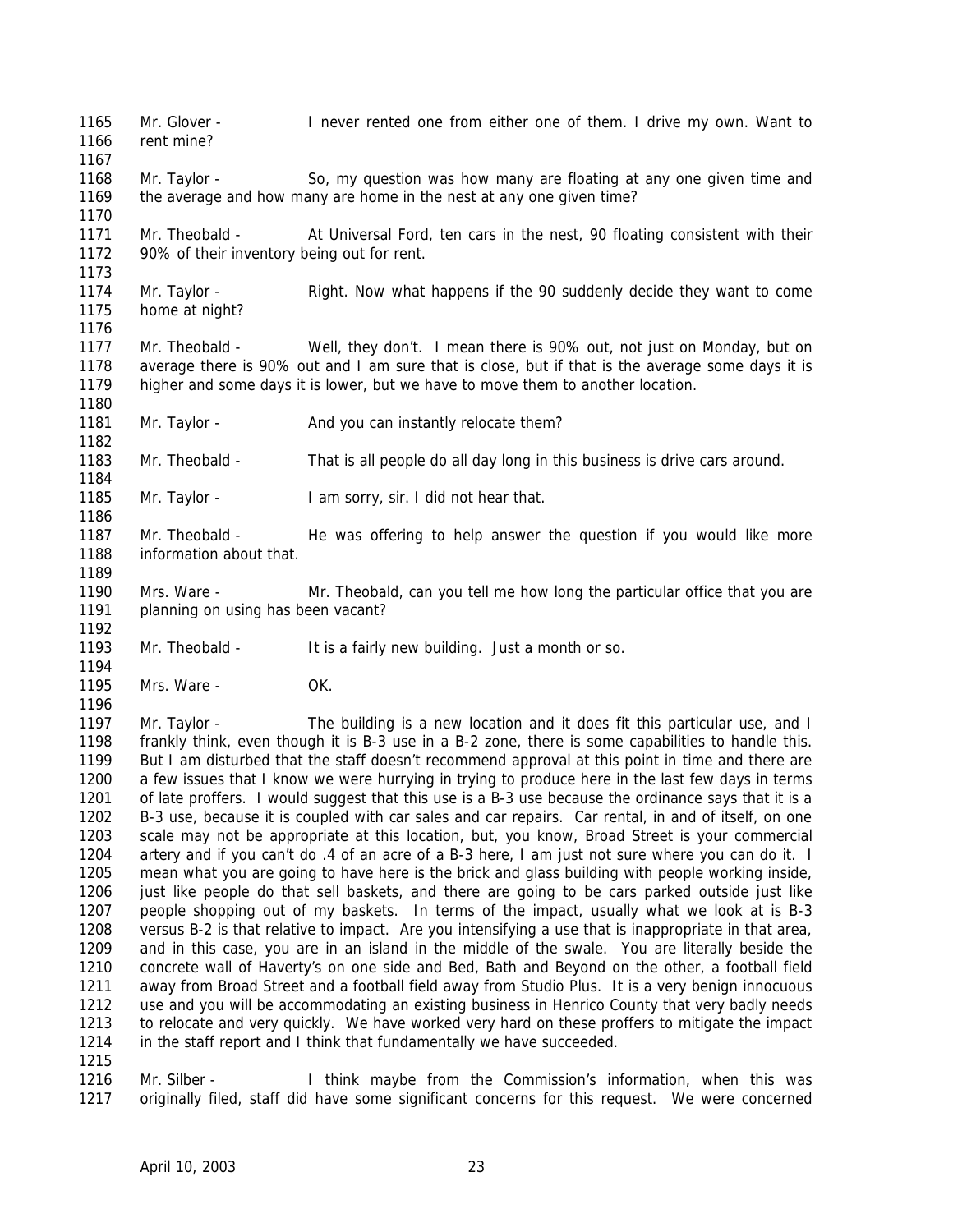1165 Mr. Glover - I never rented one from either one of them. I drive my own. Want to
1166 rent mine?
1167
1168 Mr. Taylor - So, my question was how many are floating at any one given time and
1169 the average and how many are home in the nest at any one given time?
1170
1171 Mr. Theobald - At Universal Ford, ten cars in the nest, 90 floating consistent with their
1172 90% of their inventory being out for rent.
1173
1174 Mr. Taylor - Right. Now what happens if the 90 suddenly decide they want to come
1175 home at night?
1176
1177 Mr. Theobald - Well, they don't. I mean there is 90% out, not just on Monday, but on
1178 average there is 90% out and I am sure that is close, but if that is the average some days it is
1179 higher and some days it is lower, but we have to move them to another location.
1180
1181 Mr. Taylor - And you can instantly relocate them?
1182
1183 Mr. Theobald - That is all people do all day long in this business is drive cars around.
1184
1185 Mr. Taylor - I am sorry, sir. I did not hear that.
1186
1187 Mr. Theobald - He was offering to help answer the question if you would like more
1188 information about that.
1189
1190 Mrs. Ware - Mr. Theobald, can you tell me how long the particular office that you are
1191 planning on using has been vacant?
1192
1193 Mr. Theobald - It is a fairly new building. Just a month or so.
1194
1195 Mrs. Ware - OK.
1196
1197 Mr. Taylor - The building is a new location and it does fit this particular use, and I
1198 frankly think, even though it is B-3 use in a B-2 zone, there is some capabilities to handle this.
1199 But I am disturbed that the staff doesn't recommend approval at this point in time and there are
1200 a few issues that I know we were hurrying in trying to produce here in the last few days in terms
1201 of late proffers. I would suggest that this use is a B-3 use because the ordinance says that it is a
1202 B-3 use, because it is coupled with car sales and car repairs. Car rental, in and of itself, on one
1203 scale may not be appropriate at this location, but, you know, Broad Street is your commercial
1204 artery and if you can't do .4 of an acre of a B-3 here, I am just not sure where you can do it. I
1205 mean what you are going to have here is the brick and glass building with people working inside,
1206 just like people do that sell baskets, and there are going to be cars parked outside just like
1207 people shopping out of my baskets. In terms of the impact, usually what we look at is B-3
1208 versus B-2 is that relative to impact. Are you intensifying a use that is inappropriate in that area,
1209 and in this case, you are in an island in the middle of the swale. You are literally beside the
1210 concrete wall of Haverty's on one side and Bed, Bath and Beyond on the other, a football field
1211 away from Broad Street and a football field away from Studio Plus. It is a very benign innocuous
1212 use and you will be accommodating an existing business in Henrico County that very badly needs
1213 to relocate and very quickly. We have worked very hard on these proffers to mitigate the impact
1214 in the staff report and I think that fundamentally we have succeeded.
1215
1216 Mr. Silber - I think maybe from the Commission's information, when this was
1217 originally filed, staff did have some significant concerns for this request. We were concerned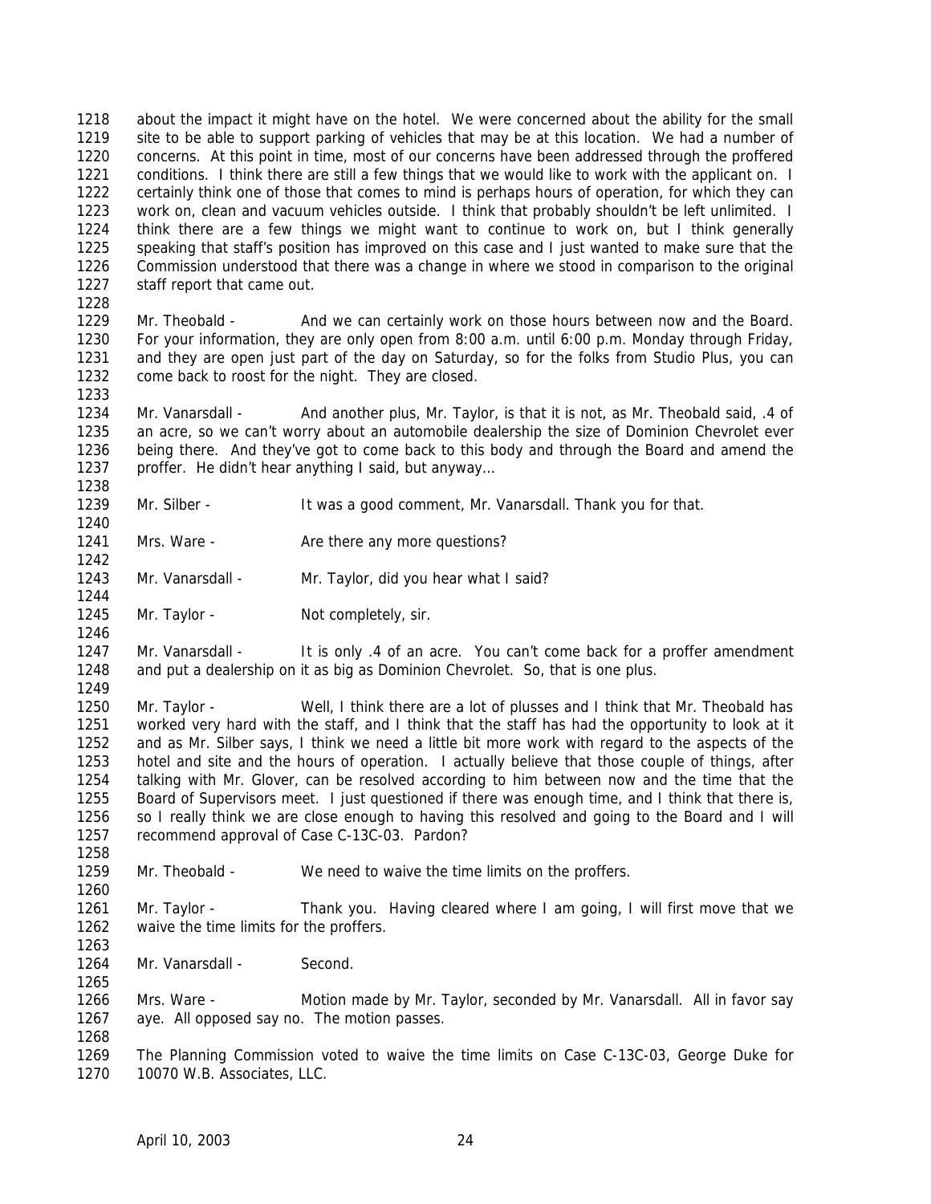about the impact it might have on the hotel. We were concerned about the ability for the small site to be able to support parking of vehicles that may be at this location. We had a number of concerns. At this point in time, most of our concerns have been addressed through the proffered conditions. I think there are still a few things that we would like to work with the applicant on. I certainly think one of those that comes to mind is perhaps hours of operation, for which they can work on, clean and vacuum vehicles outside. I think that probably shouldn't be left unlimited. I think there are a few things we might want to continue to work on, but I think generally speaking that staff's position has improved on this case and I just wanted to make sure that the Commission understood that there was a change in where we stood in comparison to the original staff report that came out.

Mr. Theobald - And we can certainly work on those hours between now and the Board. For your information, they are only open from 8:00 a.m. until 6:00 p.m. Monday through Friday, and they are open just part of the day on Saturday, so for the folks from Studio Plus, you can come back to roost for the night. They are closed.

Mr. Vanarsdall - And another plus, Mr. Taylor, is that it is not, as Mr. Theobald said, .4 of an acre, so we can't worry about an automobile dealership the size of Dominion Chevrolet ever being there. And they've got to come back to this body and through the Board and amend the proffer. He didn't hear anything I said, but anyway…

Mr. Silber - It was a good comment, Mr. Vanarsdall. Thank you for that.

Mrs. Ware - Are there any more questions?

Mr. Vanarsdall - Mr. Taylor, did you hear what I said?

Mr. Taylor - Not completely, sir.

Mr. Vanarsdall - It is only .4 of an acre. You can't come back for a proffer amendment and put a dealership on it as big as Dominion Chevrolet. So, that is one plus.

Mr. Taylor - Well, I think there are a lot of plusses and I think that Mr. Theobald has worked very hard with the staff, and I think that the staff has had the opportunity to look at it and as Mr. Silber says, I think we need a little bit more work with regard to the aspects of the hotel and site and the hours of operation. I actually believe that those couple of things, after talking with Mr. Glover, can be resolved according to him between now and the time that the Board of Supervisors meet. I just questioned if there was enough time, and I think that there is, so I really think we are close enough to having this resolved and going to the Board and I will recommend approval of Case C-13C-03. Pardon?

Mr. Theobald - We need to waive the time limits on the proffers.

Mr. Taylor - Thank you. Having cleared where I am going, I will first move that we waive the time limits for the proffers.

Mr. Vanarsdall - Second.

Mrs. Ware - Motion made by Mr. Taylor, seconded by Mr. Vanarsdall. All in favor say aye. All opposed say no. The motion passes.

The Planning Commission voted to waive the time limits on Case C-13C-03, George Duke for 10070 W.B. Associates, LLC.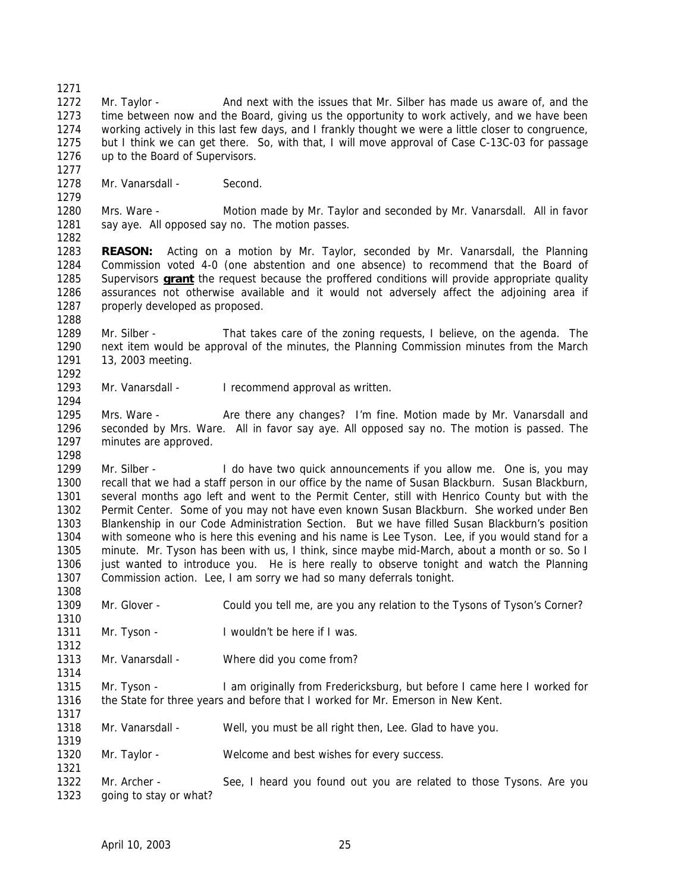Mr. Taylor - And next with the issues that Mr. Silber has made us aware of, and the time between now and the Board, giving us the opportunity to work actively, and we have been working actively in this last few days, and I frankly thought we were a little closer to congruence, but I think we can get there. So, with that, I will move approval of Case C-13C-03 for passage up to the Board of Supervisors.

Mr. Vanarsdall - Second.

Mrs. Ware - Motion made by Mr. Taylor and seconded by Mr. Vanarsdall. All in favor say aye. All opposed say no. The motion passes.

**REASON:** Acting on a motion by Mr. Taylor, seconded by Mr. Vanarsdall, the Planning Commission voted 4-0 (one abstention and one absence) to recommend that the Board of Supervisors **grant** the request because the proffered conditions will provide appropriate quality assurances not otherwise available and it would not adversely affect the adjoining area if properly developed as proposed.

Mr. Silber - That takes care of the zoning requests, I believe, on the agenda. The next item would be approval of the minutes, the Planning Commission minutes from the March 13, 2003 meeting.

Mr. Vanarsdall - I recommend approval as written.

Mrs. Ware - Are there any changes? I'm fine. Motion made by Mr. Vanarsdall and seconded by Mrs. Ware. All in favor say aye. All opposed say no. The motion is passed. The minutes are approved.

Mr. Silber - I do have two quick announcements if you allow me. One is, you may recall that we had a staff person in our office by the name of Susan Blackburn. Susan Blackburn, several months ago left and went to the Permit Center, still with Henrico County but with the Permit Center. Some of you may not have even known Susan Blackburn. She worked under Ben Blankenship in our Code Administration Section. But we have filled Susan Blackburn's position with someone who is here this evening and his name is Lee Tyson. Lee, if you would stand for a minute. Mr. Tyson has been with us, I think, since maybe mid-March, about a month or so. So I just wanted to introduce you. He is here really to observe tonight and watch the Planning Commission action. Lee, I am sorry we had so many deferrals tonight.

Mr. Glover - Could you tell me, are you any relation to the Tysons of Tyson's Corner?

Mr. Tyson - I wouldn't be here if I was.

Mr. Vanarsdall - Where did you come from?

Mr. Tyson - I am originally from Fredericksburg, but before I came here I worked for the State for three years and before that I worked for Mr. Emerson in New Kent.

Mr. Vanarsdall - Well, you must be all right then, Lee. Glad to have you.

Mr. Taylor - Welcome and best wishes for every success.

Mr. Archer - See, I heard you found out you are related to those Tysons. Are you going to stay or what?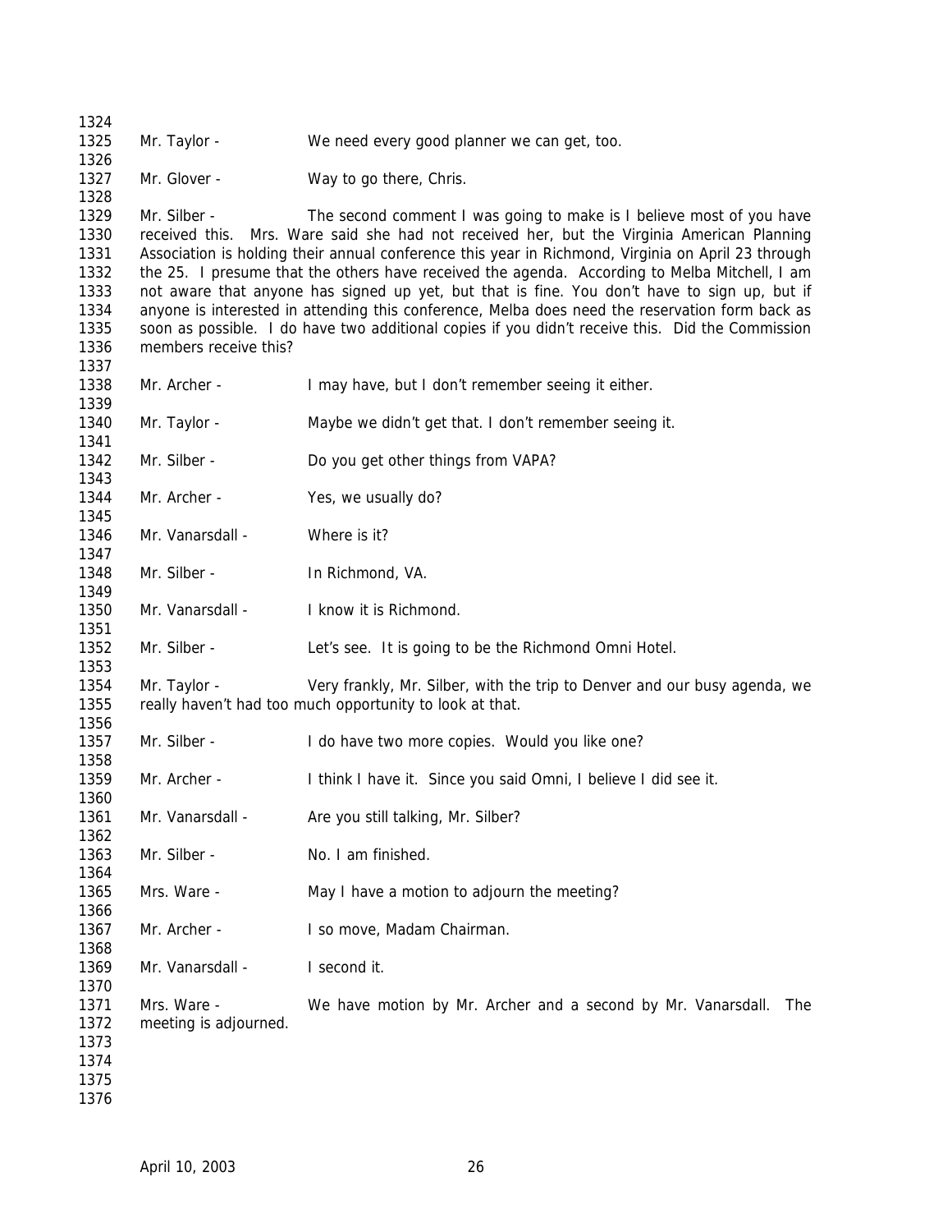Mr. Taylor - We need every good planner we can get, too.

Mr. Glover - Way to go there, Chris.

Mr. Silber - The second comment I was going to make is I believe most of you have received this. Mrs. Ware said she had not received her, but the Virginia American Planning Association is holding their annual conference this year in Richmond, Virginia on April 23 through the 25. I presume that the others have received the agenda. According to Melba Mitchell, I am not aware that anyone has signed up yet, but that is fine. You don't have to sign up, but if anyone is interested in attending this conference, Melba does need the reservation form back as soon as possible. I do have two additional copies if you didn't receive this. Did the Commission members receive this?

Mr. Archer - I may have, but I don't remember seeing it either.

Mr. Taylor - Maybe we didn't get that. I don't remember seeing it.

Mr. Silber - Do you get other things from VAPA?

Mr. Archer - Yes, we usually do?

Mr. Vanarsdall - Where is it?

Mr. Silber - In Richmond, VA.

Mr. Vanarsdall - I know it is Richmond.

Mr. Silber - Let's see. It is going to be the Richmond Omni Hotel.

Mr. Taylor - Very frankly, Mr. Silber, with the trip to Denver and our busy agenda, we really haven't had too much opportunity to look at that.

Mr. Silber - I do have two more copies. Would you like one?

Mr. Archer - I think I have it. Since you said Omni, I believe I did see it.

Mr. Vanarsdall - Are you still talking, Mr. Silber?

Mr. Silber - No. I am finished.

Mrs. Ware - May I have a motion to adjourn the meeting?

Mr. Archer - I so move, Madam Chairman.

Mr. Vanarsdall - I second it.

Mrs. Ware - We have motion by Mr. Archer and a second by Mr. Vanarsdall. The meeting is adjourned.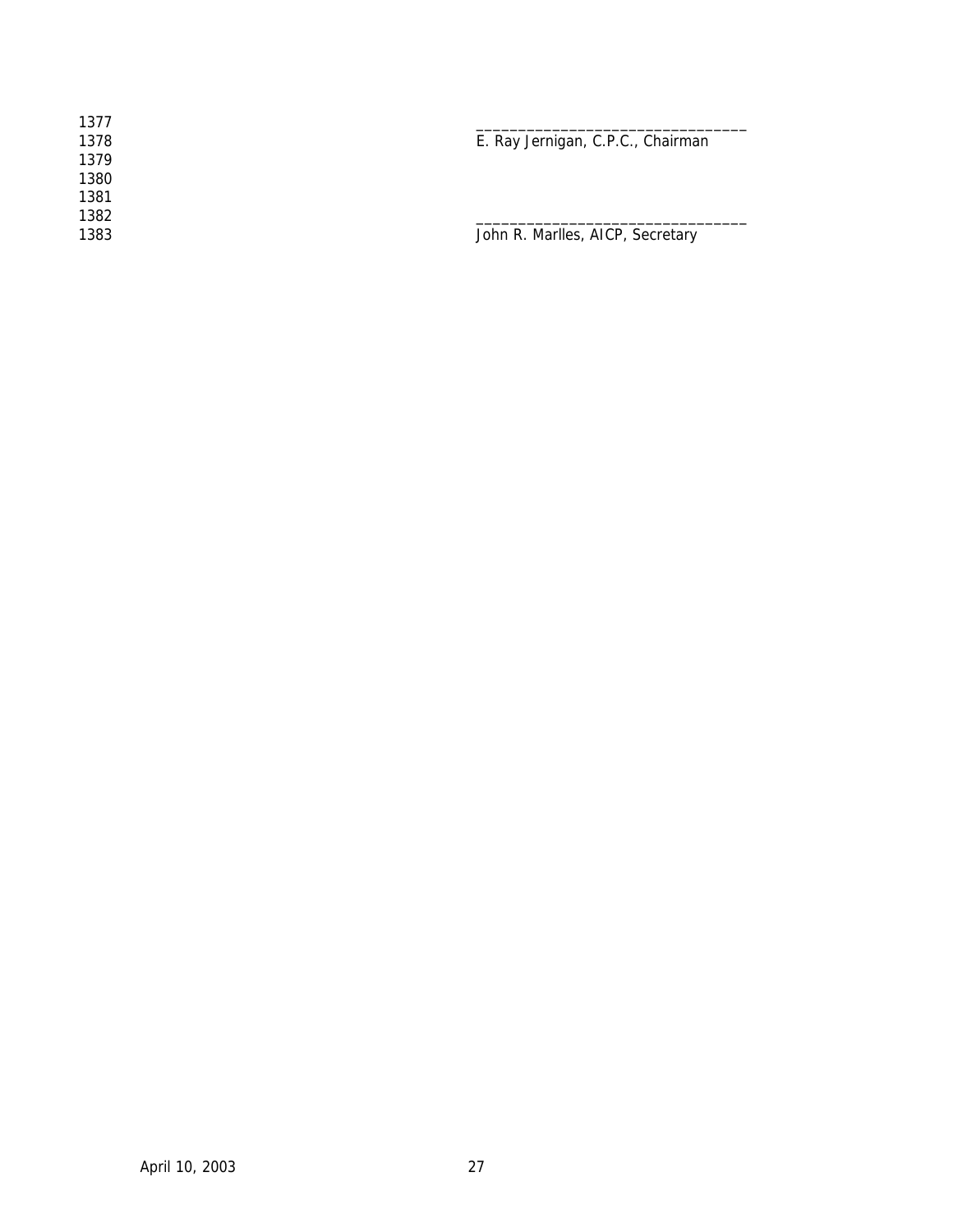\_\_\_\_\_\_\_\_\_\_\_\_\_\_\_\_\_\_\_\_\_\_\_\_\_\_\_\_\_\_\_\_

E. Ray Jernigan, C.P.C., Chairman

\_\_\_\_\_\_\_\_\_\_\_\_\_\_\_\_\_\_\_\_\_\_\_\_\_\_\_\_\_\_\_\_

John R. Marlles, AICP, Secretary

April 10, 2003